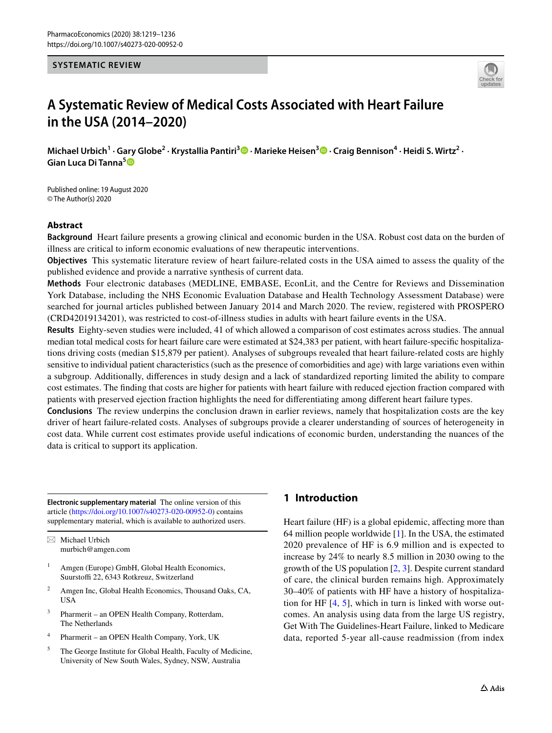SYSTEMATIC REVIEW

# A Systematic Review of Medical Costs Associated with Heart Failure in the USA (2014–2020)

**Michael Urbich[1] · Gary Globe[2] · Krystallia Pantiri[3] · Marieke Heisen[3] · Craig Bennison[4] · Heidi S. Wirtz[2] · Gian Luca Di Tanna[5]**

Published online: 19 August 2020
© The Author(s) 2020

## Abstract

**Background** Heart failure presents a growing clinical and economic burden in the USA. Robust cost data on the burden of illness are critical to inform economic evaluations of new therapeutic interventions.

**Objectives** This systematic literature review of heart failure-related costs in the USA aimed to assess the quality of the published evidence and provide a narrative synthesis of current data.

**Methods** Four electronic databases (MEDLINE, EMBASE, EconLit, and the Centre for Reviews and Dissemination York Database, including the NHS Economic Evaluation Database and Health Technology Assessment Database) were searched for journal articles published between January 2014 and March 2020. The review, registered with PROSPERO (CRD42019134201), was restricted to cost-of-illness studies in adults with heart failure events in the USA.

**Results** Eighty-seven studies were included, 41 of which allowed a comparison of cost estimates across studies. The annual median total medical costs for heart failure care were estimated at $24,383 per patient, with heart failure-specific hospitalizations driving costs (median $15,879 per patient). Analyses of subgroups revealed that heart failure-related costs are highly sensitive to individual patient characteristics (such as the presence of comorbidities and age) with large variations even within a subgroup. Additionally, differences in study design and a lack of standardized reporting limited the ability to compare cost estimates. The finding that costs are higher for patients with heart failure with reduced ejection fraction compared with patients with preserved ejection fraction highlights the need for differentiating among different heart failure types.

**Conclusions** The review underpins the conclusion drawn in earlier reviews, namely that hospitalization costs are the key driver of heart failure-related costs. Analyses of subgroups provide a clearer understanding of sources of heterogeneity in cost data. While current cost estimates provide useful indications of economic burden, understanding the nuances of the data is critical to support its application.

**Electronic supplementary material** The online version of this article (https://doi.org/10.1007/s40273-020-00952-0) contains supplementary material, which is available to authorized users.

✉ Michael Urbich
murbich@amgen.com

[1] Amgen (Europe) GmbH, Global Health Economics, Suurstoffi 22, 6343 Rotkreuz, Switzerland

[2] Amgen Inc, Global Health Economics, Thousand Oaks, CA, USA

[3] Pharmerit – an OPEN Health Company, Rotterdam, The Netherlands

[4] Pharmerit – an OPEN Health Company, York, UK

[5] The George Institute for Global Health, Faculty of Medicine, University of New South Wales, Sydney, NSW, Australia

## 1 Introduction

Heart failure (HF) is a global epidemic, affecting more than 64 million people worldwide [1]. In the USA, the estimated 2020 prevalence of HF is 6.9 million and is expected to increase by 24% to nearly 8.5 million in 2030 owing to the growth of the US population [2, 3]. Despite current standard of care, the clinical burden remains high. Approximately 30–40% of patients with HF have a history of hospitalization for HF [4, 5], which in turn is linked with worse outcomes. An analysis using data from the large US registry, Get With The Guidelines-Heart Failure, linked to Medicare data, reported 5-year all-cause readmission (from index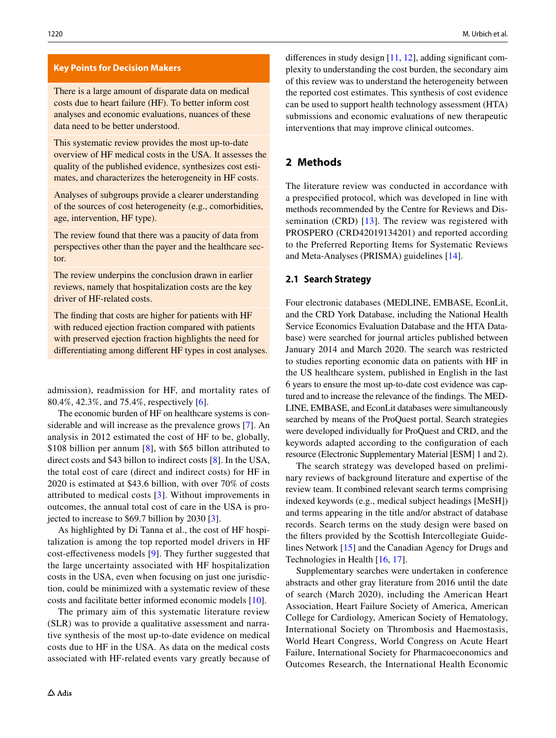**Key Points for Decision Makers**

There is a large amount of disparate data on medical costs due to heart failure (HF). To better inform cost analyses and economic evaluations, nuances of these data need to be better understood.

This systematic review provides the most up-to-date overview of HF medical costs in the USA. It assesses the quality of the published evidence, synthesizes cost estimates, and characterizes the heterogeneity in HF costs.

Analyses of subgroups provide a clearer understanding of the sources of cost heterogeneity (e.g., comorbidities, age, intervention, HF type).

The review found that there was a paucity of data from perspectives other than the payer and the healthcare sector.

The review underpins the conclusion drawn in earlier reviews, namely that hospitalization costs are the key driver of HF-related costs.

The finding that costs are higher for patients with HF with reduced ejection fraction compared with patients with preserved ejection fraction highlights the need for differentiating among different HF types in cost analyses.

admission), readmission for HF, and mortality rates of 80.4%, 42.3%, and 75.4%, respectively [6].

The economic burden of HF on healthcare systems is considerable and will increase as the prevalence grows [7]. An analysis in 2012 estimated the cost of HF to be, globally, $108 billion per annum [8], with $65 billon attributed to direct costs and $43 billon to indirect costs [8]. In the USA, the total cost of care (direct and indirect costs) for HF in 2020 is estimated at $43.6 billion, with over 70% of costs attributed to medical costs [3]. Without improvements in outcomes, the annual total cost of care in the USA is projected to increase to $69.7 billion by 2030 [3].

As highlighted by Di Tanna et al., the cost of HF hospitalization is among the top reported model drivers in HF cost-effectiveness models [9]. They further suggested that the large uncertainty associated with HF hospitalization costs in the USA, even when focusing on just one jurisdiction, could be minimized with a systematic review of these costs and facilitate better informed economic models [10].

The primary aim of this systematic literature review (SLR) was to provide a qualitative assessment and narrative synthesis of the most up-to-date evidence on medical costs due to HF in the USA. As data on the medical costs associated with HF-related events vary greatly because of differences in study design [11, 12], adding significant complexity to understanding the cost burden, the secondary aim of this review was to understand the heterogeneity between the reported cost estimates. This synthesis of cost evidence can be used to support health technology assessment (HTA) submissions and economic evaluations of new therapeutic interventions that may improve clinical outcomes.

## 2 Methods

The literature review was conducted in accordance with a prespecified protocol, which was developed in line with methods recommended by the Centre for Reviews and Dissemination (CRD) [13]. The review was registered with PROSPERO (CRD42019134201) and reported according to the Preferred Reporting Items for Systematic Reviews and Meta-Analyses (PRISMA) guidelines [14].

### 2.1 Search Strategy

Four electronic databases (MEDLINE, EMBASE, EconLit, and the CRD York Database, including the National Health Service Economics Evaluation Database and the HTA Database) were searched for journal articles published between January 2014 and March 2020. The search was restricted to studies reporting economic data on patients with HF in the US healthcare system, published in English in the last 6 years to ensure the most up-to-date cost evidence was captured and to increase the relevance of the findings. The MEDLINE, EMBASE, and EconLit databases were simultaneously searched by means of the ProQuest portal. Search strategies were developed individually for ProQuest and CRD, and the keywords adapted according to the configuration of each resource (Electronic Supplementary Material [ESM] 1 and 2).

The search strategy was developed based on preliminary reviews of background literature and expertise of the review team. It combined relevant search terms comprising indexed keywords (e.g., medical subject headings [MeSH]) and terms appearing in the title and/or abstract of database records. Search terms on the study design were based on the filters provided by the Scottish Intercollegiate Guidelines Network [15] and the Canadian Agency for Drugs and Technologies in Health [16, 17].

Supplementary searches were undertaken in conference abstracts and other gray literature from 2016 until the date of search (March 2020), including the American Heart Association, Heart Failure Society of America, American College for Cardiology, American Society of Hematology, International Society on Thrombosis and Haemostasis, World Heart Congress, World Congress on Acute Heart Failure, International Society for Pharmacoeconomics and Outcomes Research, the International Health Economic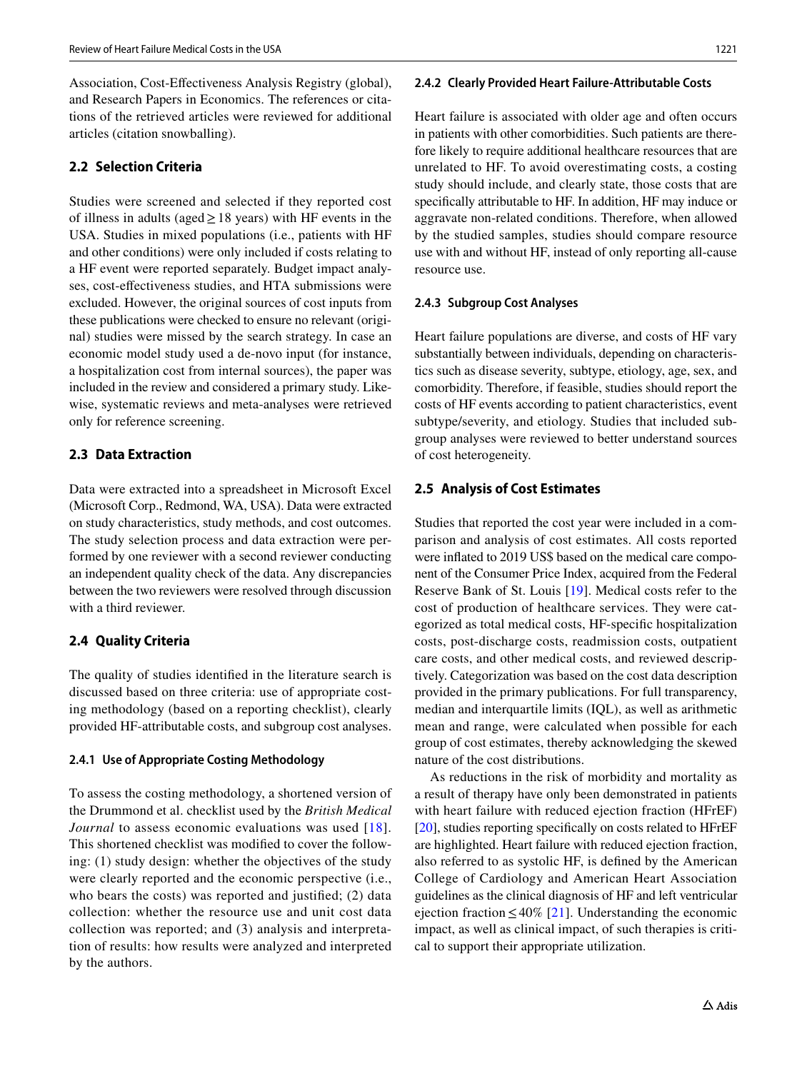Association, Cost-Effectiveness Analysis Registry (global), and Research Papers in Economics. The references or citations of the retrieved articles were reviewed for additional articles (citation snowballing).

### 2.2 Selection Criteria

Studies were screened and selected if they reported cost of illness in adults (aged ≥ 18 years) with HF events in the USA. Studies in mixed populations (i.e., patients with HF and other conditions) were only included if costs relating to a HF event were reported separately. Budget impact analyses, cost-effectiveness studies, and HTA submissions were excluded. However, the original sources of cost inputs from these publications were checked to ensure no relevant (original) studies were missed by the search strategy. In case an economic model study used a de-novo input (for instance, a hospitalization cost from internal sources), the paper was included in the review and considered a primary study. Likewise, systematic reviews and meta-analyses were retrieved only for reference screening.

### 2.3 Data Extraction

Data were extracted into a spreadsheet in Microsoft Excel (Microsoft Corp., Redmond, WA, USA). Data were extracted on study characteristics, study methods, and cost outcomes. The study selection process and data extraction were performed by one reviewer with a second reviewer conducting an independent quality check of the data. Any discrepancies between the two reviewers were resolved through discussion with a third reviewer.

### 2.4 Quality Criteria

The quality of studies identified in the literature search is discussed based on three criteria: use of appropriate costing methodology (based on a reporting checklist), clearly provided HF-attributable costs, and subgroup cost analyses.

#### 2.4.1 Use of Appropriate Costing Methodology

To assess the costing methodology, a shortened version of the Drummond et al. checklist used by the *British Medical Journal* to assess economic evaluations was used [18]. This shortened checklist was modified to cover the following: (1) study design: whether the objectives of the study were clearly reported and the economic perspective (i.e., who bears the costs) was reported and justified; (2) data collection: whether the resource use and unit cost data collection was reported; and (3) analysis and interpretation of results: how results were analyzed and interpreted by the authors.

#### 2.4.2 Clearly Provided Heart Failure-Attributable Costs

Heart failure is associated with older age and often occurs in patients with other comorbidities. Such patients are therefore likely to require additional healthcare resources that are unrelated to HF. To avoid overestimating costs, a costing study should include, and clearly state, those costs that are specifically attributable to HF. In addition, HF may induce or aggravate non-related conditions. Therefore, when allowed by the studied samples, studies should compare resource use with and without HF, instead of only reporting all-cause resource use.

#### 2.4.3 Subgroup Cost Analyses

Heart failure populations are diverse, and costs of HF vary substantially between individuals, depending on characteristics such as disease severity, subtype, etiology, age, sex, and comorbidity. Therefore, if feasible, studies should report the costs of HF events according to patient characteristics, event subtype/severity, and etiology. Studies that included subgroup analyses were reviewed to better understand sources of cost heterogeneity.

### 2.5 Analysis of Cost Estimates

Studies that reported the cost year were included in a comparison and analysis of cost estimates. All costs reported were inflated to 2019 US$ based on the medical care component of the Consumer Price Index, acquired from the Federal Reserve Bank of St. Louis [19]. Medical costs refer to the cost of production of healthcare services. They were categorized as total medical costs, HF-specific hospitalization costs, post-discharge costs, readmission costs, outpatient care costs, and other medical costs, and reviewed descriptively. Categorization was based on the cost data description provided in the primary publications. For full transparency, median and interquartile limits (IQL), as well as arithmetic mean and range, were calculated when possible for each group of cost estimates, thereby acknowledging the skewed nature of the cost distributions.

As reductions in the risk of morbidity and mortality as a result of therapy have only been demonstrated in patients with heart failure with reduced ejection fraction (HFrEF) [20], studies reporting specifically on costs related to HFrEF are highlighted. Heart failure with reduced ejection fraction, also referred to as systolic HF, is defined by the American College of Cardiology and American Heart Association guidelines as the clinical diagnosis of HF and left ventricular ejection fraction ≤ 40% [21]. Understanding the economic impact, as well as clinical impact, of such therapies is critical to support their appropriate utilization.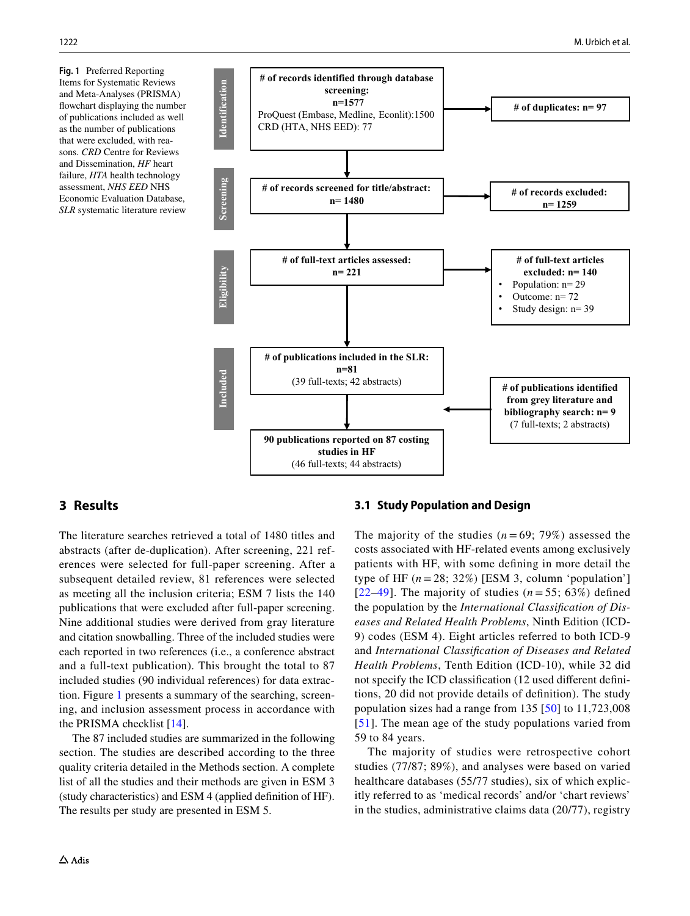# of records identified through database screening: n=1577
ProQuest (Embase, Medline, Econlit):1500
CRD (HTA, NHS EED): 77

# of duplicates: n= 97

# of records screened for title/abstract: n= 1480

# of records excluded: n= 1259

# of full-text articles assessed: n= 221

# of full-text articles excluded: n= 140
- Population: n= 29
- Outcome: n= 72
- Study design: n= 39

# of publications included in the SLR: n=81
(39 full-texts; 42 abstracts)

# of publications identified from grey literature and bibliography search: n= 9
(7 full-texts; 2 abstracts)

90 publications reported on 87 costing studies in HF
(46 full-texts; 44 abstracts)

**Fig. 1** Preferred Reporting Items for Systematic Reviews and Meta-Analyses (PRISMA) flowchart displaying the number of publications included as well as the number of publications that were excluded, with reasons. *CRD* Centre for Reviews and Dissemination, *HF* heart failure, *HTA* health technology assessment, *NHS EED* NHS Economic Evaluation Database, *SLR* systematic literature review

## 3 Results

The literature searches retrieved a total of 1480 titles and abstracts (after de-duplication). After screening, 221 references were selected for full-paper screening. After a subsequent detailed review, 81 references were selected as meeting all the inclusion criteria; ESM 7 lists the 140 publications that were excluded after full-paper screening. Nine additional studies were derived from gray literature and citation snowballing. Three of the included studies were each reported in two references (i.e., a conference abstract and a full-text publication). This brought the total to 87 included studies (90 individual references) for data extraction. Figure 1 presents a summary of the searching, screening, and inclusion assessment process in accordance with the PRISMA checklist [14].

The 87 included studies are summarized in the following section. The studies are described according to the three quality criteria detailed in the Methods section. A complete list of all the studies and their methods are given in ESM 3 (study characteristics) and ESM 4 (applied definition of HF). The results per study are presented in ESM 5.

### 3.1 Study Population and Design

The majority of the studies ($n = 69$; 79%) assessed the costs associated with HF-related events among exclusively patients with HF, with some defining in more detail the type of HF ($n = 28$; 32%) [ESM 3, column 'population'] [22–49]. The majority of studies ($n = 55$; 63%) defined the population by the *International Classification of Diseases and Related Health Problems*, Ninth Edition (ICD-9) codes (ESM 4). Eight articles referred to both ICD-9 and *International Classification of Diseases and Related Health Problems*, Tenth Edition (ICD-10), while 32 did not specify the ICD classification (12 used different definitions, 20 did not provide details of definition). The study population sizes had a range from 135 [50] to 11,723,008 [51]. The mean age of the study populations varied from 59 to 84 years.

The majority of studies were retrospective cohort studies (77/87; 89%), and analyses were based on varied healthcare databases (55/77 studies), six of which explicitly referred to as 'medical records' and/or 'chart reviews' in the studies, administrative claims data (20/77), registry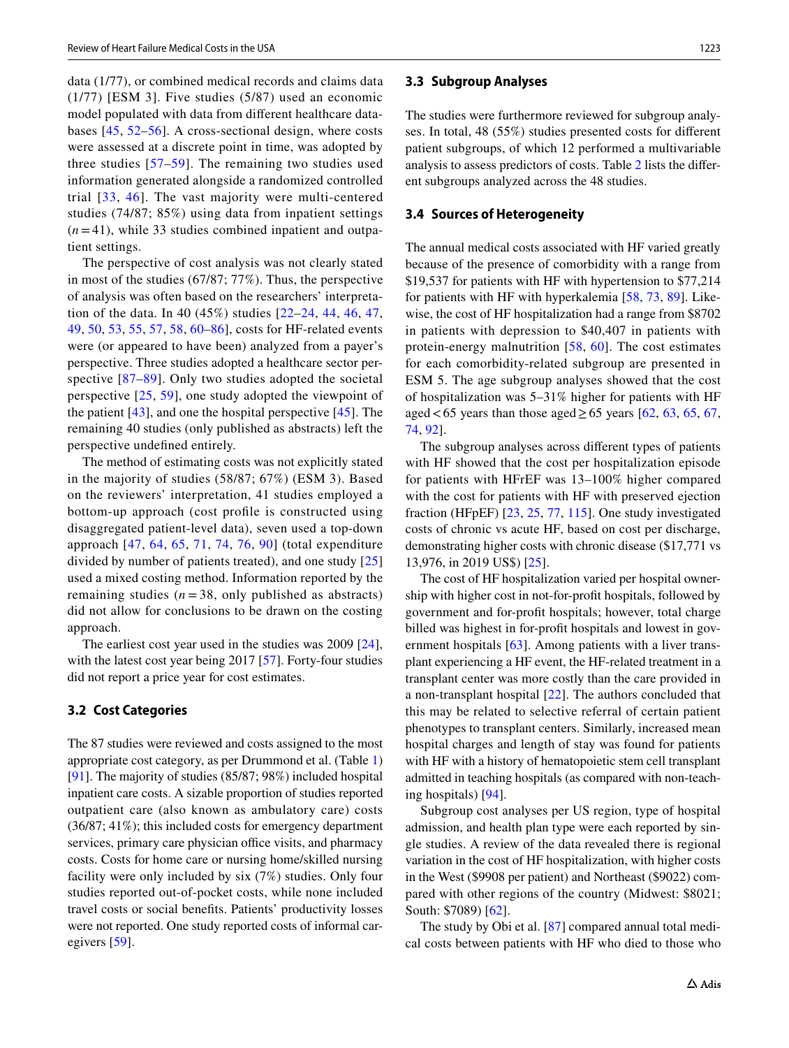data (1/77), or combined medical records and claims data (1/77) [ESM 3]. Five studies (5/87) used an economic model populated with data from different healthcare databases [45, 52–56]. A cross-sectional design, where costs were assessed at a discrete point in time, was adopted by three studies [57–59]. The remaining two studies used information generated alongside a randomized controlled trial [33, 46]. The vast majority were multi-centered studies (74/87; 85%) using data from inpatient settings ($n = 41$), while 33 studies combined inpatient and outpatient settings.

The perspective of cost analysis was not clearly stated in most of the studies (67/87; 77%). Thus, the perspective of analysis was often based on the researchers' interpretation of the data. In 40 (45%) studies [22–24, 44, 46, 47, 49, 50, 53, 55, 57, 58, 60–86], costs for HF-related events were (or appeared to have been) analyzed from a payer's perspective. Three studies adopted a healthcare sector perspective [87–89]. Only two studies adopted the societal perspective [25, 59], one study adopted the viewpoint of the patient [43], and one the hospital perspective [45]. The remaining 40 studies (only published as abstracts) left the perspective undefined entirely.

The method of estimating costs was not explicitly stated in the majority of studies (58/87; 67%) (ESM 3). Based on the reviewers' interpretation, 41 studies employed a bottom-up approach (cost profile is constructed using disaggregated patient-level data), seven used a top-down approach [47, 64, 65, 71, 74, 76, 90] (total expenditure divided by number of patients treated), and one study [25] used a mixed costing method. Information reported by the remaining studies ($n = 38$, only published as abstracts) did not allow for conclusions to be drawn on the costing approach.

The earliest cost year used in the studies was 2009 [24], with the latest cost year being 2017 [57]. Forty-four studies did not report a price year for cost estimates.

### 3.2 Cost Categories

The 87 studies were reviewed and costs assigned to the most appropriate cost category, as per Drummond et al. (Table 1) [91]. The majority of studies (85/87; 98%) included hospital inpatient care costs. A sizable proportion of studies reported outpatient care (also known as ambulatory care) costs (36/87; 41%); this included costs for emergency department services, primary care physician office visits, and pharmacy costs. Costs for home care or nursing home/skilled nursing facility were only included by six (7%) studies. Only four studies reported out-of-pocket costs, while none included travel costs or social benefits. Patients' productivity losses were not reported. One study reported costs of informal caregivers [59].

### 3.3 Subgroup Analyses

The studies were furthermore reviewed for subgroup analyses. In total, 48 (55%) studies presented costs for different patient subgroups, of which 12 performed a multivariable analysis to assess predictors of costs. Table 2 lists the different subgroups analyzed across the 48 studies.

### 3.4 Sources of Heterogeneity

The annual medical costs associated with HF varied greatly because of the presence of comorbidity with a range from \$19,537 for patients with HF with hypertension to \$77,214 for patients with HF with hyperkalemia [58, 73, 89]. Likewise, the cost of HF hospitalization had a range from \$8702 in patients with depression to \$40,407 in patients with protein-energy malnutrition [58, 60]. The cost estimates for each comorbidity-related subgroup are presented in ESM 5. The age subgroup analyses showed that the cost of hospitalization was 5–31% higher for patients with HF aged < 65 years than those aged ≥ 65 years [62, 63, 65, 67, 74, 92].

The subgroup analyses across different types of patients with HF showed that the cost per hospitalization episode for patients with HFrEF was 13–100% higher compared with the cost for patients with HF with preserved ejection fraction (HFpEF) [23, 25, 77, 115]. One study investigated costs of chronic vs acute HF, based on cost per discharge, demonstrating higher costs with chronic disease (\$17,771 vs 13,976, in 2019 US\$) [25].

The cost of HF hospitalization varied per hospital ownership with higher cost in not-for-profit hospitals, followed by government and for-profit hospitals; however, total charge billed was highest in for-profit hospitals and lowest in government hospitals [63]. Among patients with a liver transplant experiencing a HF event, the HF-related treatment in a transplant center was more costly than the care provided in a non-transplant hospital [22]. The authors concluded that this may be related to selective referral of certain patient phenotypes to transplant centers. Similarly, increased mean hospital charges and length of stay was found for patients with HF with a history of hematopoietic stem cell transplant admitted in teaching hospitals (as compared with non-teaching hospitals) [94].

Subgroup cost analyses per US region, type of hospital admission, and health plan type were each reported by single studies. A review of the data revealed there is regional variation in the cost of HF hospitalization, with higher costs in the West (\$9908 per patient) and Northeast (\$9022) compared with other regions of the country (Midwest: \$8021; South: \$7089) [62].

The study by Obi et al. [87] compared annual total medical costs between patients with HF who died to those who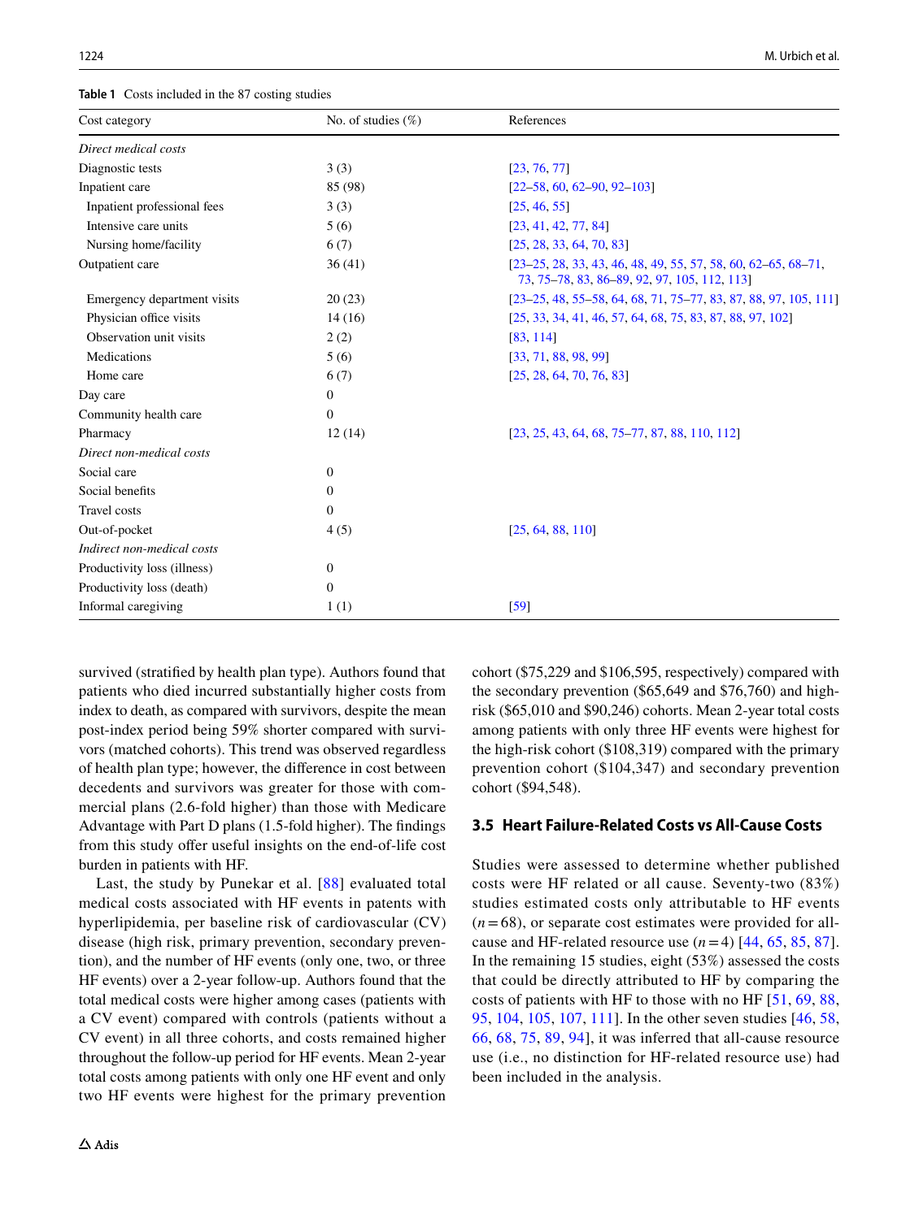**Table 1** Costs included in the 87 costing studies

| Cost category | No. of studies (%) | References |
| --- | --- | --- |
| *Direct medical costs* | | |
| Diagnostic tests | 3 (3) | [23, 76, 77] |
| Inpatient care | 85 (98) | [22–58, 60, 62–90, 92–103] |
| Inpatient professional fees | 3 (3) | [25, 46, 55] |
| Intensive care units | 5 (6) | [23, 41, 42, 77, 84] |
| Nursing home/facility | 6 (7) | [25, 28, 33, 64, 70, 83] |
| Outpatient care | 36 (41) | [23–25, 28, 33, 43, 46, 48, 49, 55, 57, 58, 60, 62–65, 68–71, 73, 75–78, 83, 86–89, 92, 97, 105, 112, 113] |
| Emergency department visits | 20 (23) | [23–25, 48, 55–58, 64, 68, 71, 75–77, 83, 87, 88, 97, 105, 111] |
| Physician office visits | 14 (16) | [25, 33, 34, 41, 46, 57, 64, 68, 75, 83, 87, 88, 97, 102] |
| Observation unit visits | 2 (2) | [83, 114] |
| Medications | 5 (6) | [33, 71, 88, 98, 99] |
| Home care | 6 (7) | [25, 28, 64, 70, 76, 83] |
| Day care | 0 | |
| Community health care | 0 | |
| Pharmacy | 12 (14) | [23, 25, 43, 64, 68, 75–77, 87, 88, 110, 112] |
| *Direct non-medical costs* | | |
| Social care | 0 | |
| Social benefits | 0 | |
| Travel costs | 0 | |
| Out-of-pocket | 4 (5) | [25, 64, 88, 110] |
| *Indirect non-medical costs* | | |
| Productivity loss (illness) | 0 | |
| Productivity loss (death) | 0 | |
| Informal caregiving | 1 (1) | [59] |

survived (stratified by health plan type). Authors found that patients who died incurred substantially higher costs from index to death, as compared with survivors, despite the mean post-index period being 59% shorter compared with survivors (matched cohorts). This trend was observed regardless of health plan type; however, the difference in cost between decedents and survivors was greater for those with commercial plans (2.6-fold higher) than those with Medicare Advantage with Part D plans (1.5-fold higher). The findings from this study offer useful insights on the end-of-life cost burden in patients with HF.

Last, the study by Punekar et al. [88] evaluated total medical costs associated with HF events in patents with hyperlipidemia, per baseline risk of cardiovascular (CV) disease (high risk, primary prevention, secondary prevention), and the number of HF events (only one, two, or three HF events) over a 2-year follow-up. Authors found that the total medical costs were higher among cases (patients with a CV event) compared with controls (patients without a CV event) in all three cohorts, and costs remained higher throughout the follow-up period for HF events. Mean 2-year total costs among patients with only one HF event and only two HF events were highest for the primary prevention cohort ($75,229 and $106,595, respectively) compared with the secondary prevention ($65,649 and $76,760) and high-risk ($65,010 and $90,246) cohorts. Mean 2-year total costs among patients with only three HF events were highest for the high-risk cohort ($108,319) compared with the primary prevention cohort ($104,347) and secondary prevention cohort ($94,548).

### 3.5 Heart Failure-Related Costs vs All-Cause Costs

Studies were assessed to determine whether published costs were HF related or all cause. Seventy-two (83%) studies estimated costs only attributable to HF events ($n = 68$), or separate cost estimates were provided for all-cause and HF-related resource use ($n = 4$) [44, 65, 85, 87]. In the remaining 15 studies, eight (53%) assessed the costs that could be directly attributed to HF by comparing the costs of patients with HF to those with no HF [51, 69, 88, 95, 104, 105, 107, 111]. In the other seven studies [46, 58, 66, 68, 75, 89, 94], it was inferred that all-cause resource use (i.e., no distinction for HF-related resource use) had been included in the analysis.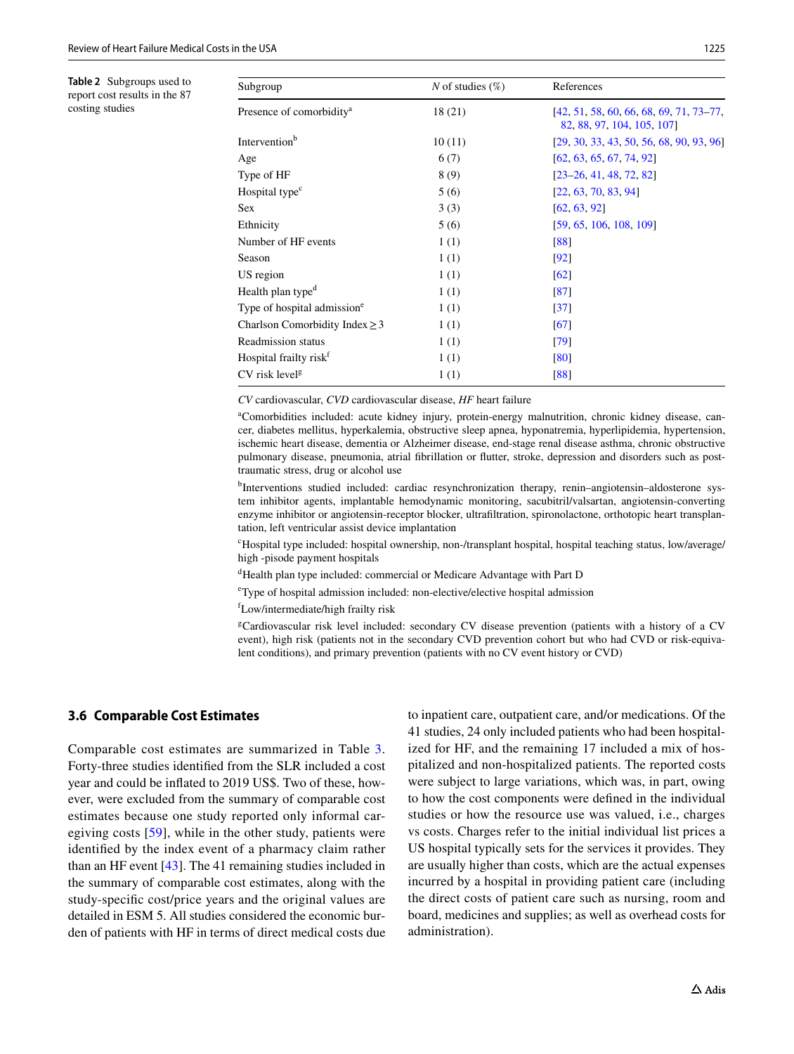**Table 2** Subgroups used to report cost results in the 87 costing studies

| Subgroup | N of studies (%) | References |
|---|---|---|
| Presence of comorbidity[a] | 18 (21) | [42, 51, 58, 60, 66, 68, 69, 71, 73–77, 82, 88, 97, 104, 105, 107] |
| Intervention[b] | 10 (11) | [29, 30, 33, 43, 50, 56, 68, 90, 93, 96] |
| Age | 6 (7) | [62, 63, 65, 67, 74, 92] |
| Type of HF | 8 (9) | [23–26, 41, 48, 72, 82] |
| Hospital type[c] | 5 (6) | [22, 63, 70, 83, 94] |
| Sex | 3 (3) | [62, 63, 92] |
| Ethnicity | 5 (6) | [59, 65, 106, 108, 109] |
| Number of HF events | 1 (1) | [88] |
| Season | 1 (1) | [92] |
| US region | 1 (1) | [62] |
| Health plan type[d] | 1 (1) | [87] |
| Type of hospital admission[e] | 1 (1) | [37] |
| Charlson Comorbidity Index ≥ 3 | 1 (1) | [67] |
| Readmission status | 1 (1) | [79] |
| Hospital frailty risk[f] | 1 (1) | [80] |
| CV risk level[g] | 1 (1) | [88] |

*CV* cardiovascular, *CVD* cardiovascular disease, *HF* heart failure

[a]Comorbidities included: acute kidney injury, protein-energy malnutrition, chronic kidney disease, cancer, diabetes mellitus, hyperkalemia, obstructive sleep apnea, hyponatremia, hyperlipidemia, hypertension, ischemic heart disease, dementia or Alzheimer disease, end-stage renal disease asthma, chronic obstructive pulmonary disease, pneumonia, atrial fibrillation or flutter, stroke, depression and disorders such as post-traumatic stress, drug or alcohol use

[b]Interventions studied included: cardiac resynchronization therapy, renin–angiotensin–aldosterone system inhibitor agents, implantable hemodynamic monitoring, sacubitril/valsartan, angiotensin-converting enzyme inhibitor or angiotensin-receptor blocker, ultrafiltration, spironolactone, orthotopic heart transplantation, left ventricular assist device implantation

[c]Hospital type included: hospital ownership, non-/transplant hospital, hospital teaching status, low/average/high -pisode payment hospitals

[d]Health plan type included: commercial or Medicare Advantage with Part D

[e]Type of hospital admission included: non-elective/elective hospital admission

[f]Low/intermediate/high frailty risk

[g]Cardiovascular risk level included: secondary CV disease prevention (patients with a history of a CV event), high risk (patients not in the secondary CVD prevention cohort but who had CVD or risk-equivalent conditions), and primary prevention (patients with no CV event history or CVD)

### 3.6 Comparable Cost Estimates

Comparable cost estimates are summarized in Table 3. Forty-three studies identified from the SLR included a cost year and could be inflated to 2019 US$. Two of these, however, were excluded from the summary of comparable cost estimates because one study reported only informal caregiving costs [59], while in the other study, patients were identified by the index event of a pharmacy claim rather than an HF event [43]. The 41 remaining studies included in the summary of comparable cost estimates, along with the study-specific cost/price years and the original values are detailed in ESM 5. All studies considered the economic burden of patients with HF in terms of direct medical costs due to inpatient care, outpatient care, and/or medications. Of the 41 studies, 24 only included patients who had been hospitalized for HF, and the remaining 17 included a mix of hospitalized and non-hospitalized patients. The reported costs were subject to large variations, which was, in part, owing to how the cost components were defined in the individual studies or how the resource use was valued, i.e., charges vs costs. Charges refer to the initial individual list prices a US hospital typically sets for the services it provides. They are usually higher than costs, which are the actual expenses incurred by a hospital in providing patient care (including the direct costs of patient care such as nursing, room and board, medicines and supplies; as well as overhead costs for administration).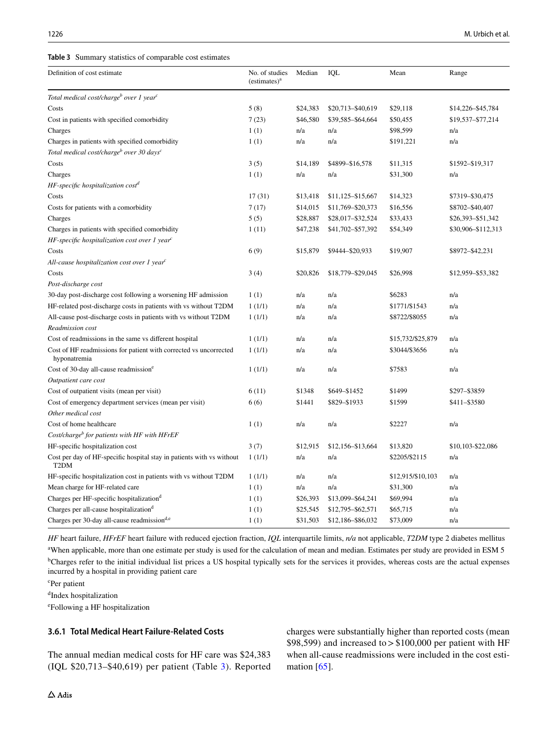**Table 3** Summary statistics of comparable cost estimates

| Definition of cost estimate | No. of studies (estimates)[a] | Median | IQL | Mean | Range |
|---|---|---|---|---|---|
| *Total medical cost/charge[b] over 1 year[c]* | | | | | |
| Costs | 5 (8) | \$24,383 | \$20,713–\$40,619 | \$29,118 | \$14,226–\$45,784 |
| Cost in patients with specified comorbidity | 7 (23) | \$46,580 | \$39,585–\$64,664 | \$50,455 | \$19,537–\$77,214 |
| Charges | 1 (1) | n/a | n/a | \$98,599 | n/a |
| Charges in patients with specified comorbidity | 1 (1) | n/a | n/a | \$191,221 | n/a |
| *Total medical cost/charge[b] over 30 days[c]* | | | | | |
| Costs | 3 (5) | \$14,189 | \$4899–\$16,578 | \$11,315 | \$1592–\$19,317 |
| Charges | 1 (1) | n/a | n/a | \$31,300 | n/a |
| *HF-specific hospitalization cost[d]* | | | | | |
| Costs | 17 (31) | \$13,418 | \$11,125–\$15,667 | \$14,323 | \$7319–\$30,475 |
| Costs for patients with a comorbidity | 7 (17) | \$14,015 | \$11,769–\$20,373 | \$16,556 | \$8702–\$40,407 |
| Charges | 5 (5) | \$28,887 | \$28,017–\$32,524 | \$33,433 | \$26,393–\$51,342 |
| Charges in patients with specified comorbidity | 1 (11) | \$47,238 | \$41,702–\$57,392 | \$54,349 | \$30,906–\$112,313 |
| *HF-specific hospitalization cost over 1 year[c]* | | | | | |
| Costs | 6 (9) | \$15,879 | \$9444–\$20,933 | \$19,907 | \$8972–\$42,231 |
| *All-cause hospitalization cost over 1 year[c]* | | | | | |
| Costs | 3 (4) | \$20,826 | \$18,779–\$29,045 | \$26,998 | \$12,959–\$53,382 |
| *Post-discharge cost* | | | | | |
| 30-day post-discharge cost following a worsening HF admission | 1 (1) | n/a | n/a | \$6283 | n/a |
| HF-related post-discharge costs in patients with vs without T2DM | 1 (1/1) | n/a | n/a | \$1771/\$1543 | n/a |
| All-cause post-discharge costs in patients with vs without T2DM | 1 (1/1) | n/a | n/a | \$8722/\$8055 | n/a |
| *Readmission cost* | | | | | |
| Cost of readmissions in the same vs different hospital | 1 (1/1) | n/a | n/a | \$15,732/\$25,879 | n/a |
| Cost of HF readmissions for patient with corrected vs uncorrected hyponatremia | 1 (1/1) | n/a | n/a | \$3044/\$3656 | n/a |
| Cost of 30-day all-cause readmission[e] | 1 (1/1) | n/a | n/a | \$7583 | n/a |
| *Outpatient care cost* | | | | | |
| Cost of outpatient visits (mean per visit) | 6 (11) | \$1348 | \$649–\$1452 | \$1499 | \$297–\$3859 |
| Cost of emergency department services (mean per visit) | 6 (6) | \$1441 | \$829–\$1933 | \$1599 | \$411–\$3580 |
| *Other medical cost* | | | | | |
| Cost of home healthcare | 1 (1) | n/a | n/a | \$2227 | n/a |
| *Cost/charge[b] for patients with HF with HFrEF* | | | | | |
| HF-specific hospitalization cost | 3 (7) | \$12,915 | \$12,156–\$13,664 | \$13,820 | \$10,103-\$22,086 |
| Cost per day of HF-specific hospital stay in patients with vs without T2DM | 1 (1/1) | n/a | n/a | \$2205/\$2115 | n/a |
| HF-specific hospitalization cost in patients with vs without T2DM | 1 (1/1) | n/a | n/a | \$12,915/\$10,103 | n/a |
| Mean charge for HF-related care | 1 (1) | n/a | n/a | \$31,300 | n/a |
| Charges per HF-specific hospitalization[d] | 1 (1) | \$26,393 | \$13,099–\$64,241 | \$69,994 | n/a |
| Charges per all-cause hospitalization[d] | 1 (1) | \$25,545 | \$12,795–\$62,571 | \$65,715 | n/a |
| Charges per 30-day all-cause readmission[d,e] | 1 (1) | \$31,503 | \$12,186–\$86,032 | \$73,009 | n/a |

*HF* heart failure, *HFrEF* heart failure with reduced ejection fraction, *IQL* interquartile limits, *n/a* not applicable, *T2DM* type 2 diabetes mellitus

[a]When applicable, more than one estimate per study is used for the calculation of mean and median. Estimates per study are provided in ESM 5

[b]Charges refer to the initial individual list prices a US hospital typically sets for the services it provides, whereas costs are the actual expenses incurred by a hospital in providing patient care

[c]Per patient

[d]Index hospitalization

[e]Following a HF hospitalization

#### 3.6.1 Total Medical Heart Failure-Related Costs

The annual median medical costs for HF care was \$24,383 (IQL \$20,713–\$40,619) per patient (Table 3). Reported charges were substantially higher than reported costs (mean \$98,599) and increased to > \$100,000 per patient with HF when all-cause readmissions were included in the cost estimation [65].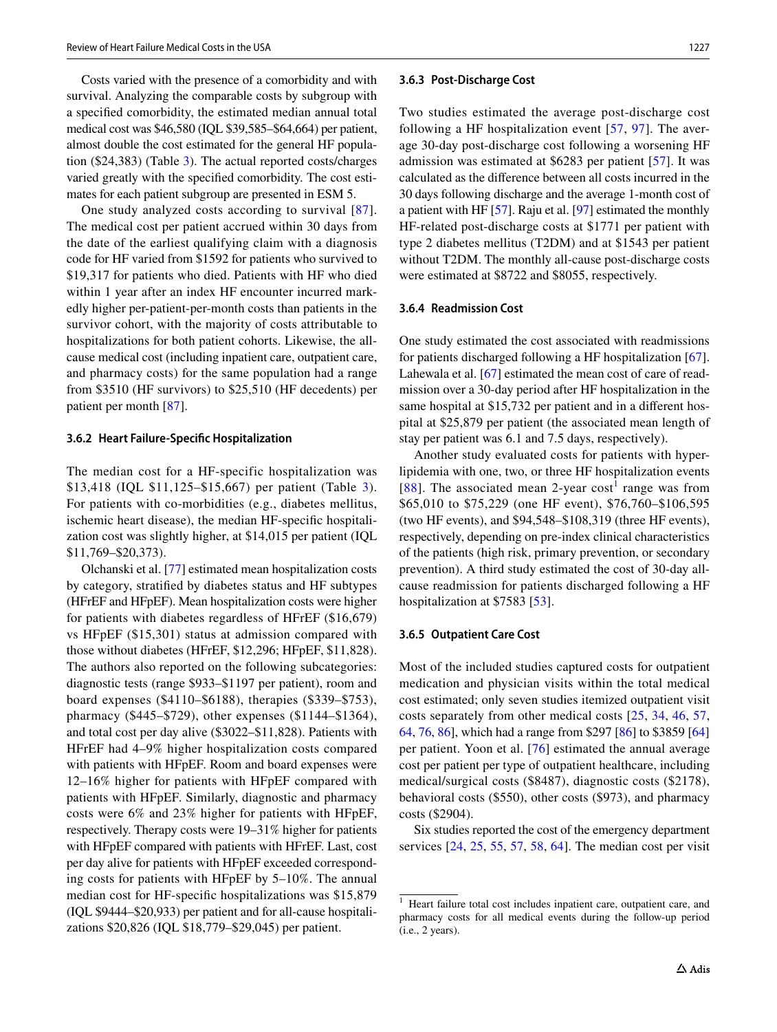Costs varied with the presence of a comorbidity and with survival. Analyzing the comparable costs by subgroup with a specified comorbidity, the estimated median annual total medical cost was $46,580 (IQL $39,585–$64,664) per patient, almost double the cost estimated for the general HF population ($24,383) (Table 3). The actual reported costs/charges varied greatly with the specified comorbidity. The cost estimates for each patient subgroup are presented in ESM 5.

One study analyzed costs according to survival [87]. The medical cost per patient accrued within 30 days from the date of the earliest qualifying claim with a diagnosis code for HF varied from $1592 for patients who survived to $19,317 for patients who died. Patients with HF who died within 1 year after an index HF encounter incurred markedly higher per-patient-per-month costs than patients in the survivor cohort, with the majority of costs attributable to hospitalizations for both patient cohorts. Likewise, the all-cause medical cost (including inpatient care, outpatient care, and pharmacy costs) for the same population had a range from $3510 (HF survivors) to $25,510 (HF decedents) per patient per month [87].

#### 3.6.2 Heart Failure-Specific Hospitalization

The median cost for a HF-specific hospitalization was $13,418 (IQL $11,125–$15,667) per patient (Table 3). For patients with co-morbidities (e.g., diabetes mellitus, ischemic heart disease), the median HF-specific hospitalization cost was slightly higher, at $14,015 per patient (IQL $11,769–$20,373).

Olchanski et al. [77] estimated mean hospitalization costs by category, stratified by diabetes status and HF subtypes (HFrEF and HFpEF). Mean hospitalization costs were higher for patients with diabetes regardless of HFrEF ($16,679) vs HFpEF ($15,301) status at admission compared with those without diabetes (HFrEF, $12,296; HFpEF, $11,828). The authors also reported on the following subcategories: diagnostic tests (range $933–$1197 per patient), room and board expenses ($4110–$6188), therapies ($339–$753), pharmacy ($445–$729), other expenses ($1144–$1364), and total cost per day alive ($3022–$11,828). Patients with HFrEF had 4–9% higher hospitalization costs compared with patients with HFpEF. Room and board expenses were 12–16% higher for patients with HFpEF compared with patients with HFpEF. Similarly, diagnostic and pharmacy costs were 6% and 23% higher for patients with HFpEF, respectively. Therapy costs were 19–31% higher for patients with HFpEF compared with patients with HFrEF. Last, cost per day alive for patients with HFpEF exceeded corresponding costs for patients with HFpEF by 5–10%. The annual median cost for HF-specific hospitalizations was $15,879 (IQL $9444–$20,933) per patient and for all-cause hospitalizations $20,826 (IQL $18,779–$29,045) per patient.

#### 3.6.3 Post-Discharge Cost

Two studies estimated the average post-discharge cost following a HF hospitalization event [57, 97]. The average 30-day post-discharge cost following a worsening HF admission was estimated at $6283 per patient [57]. It was calculated as the difference between all costs incurred in the 30 days following discharge and the average 1-month cost of a patient with HF [57]. Raju et al. [97] estimated the monthly HF-related post-discharge costs at $1771 per patient with type 2 diabetes mellitus (T2DM) and at $1543 per patient without T2DM. The monthly all-cause post-discharge costs were estimated at $8722 and $8055, respectively.

#### 3.6.4 Readmission Cost

One study estimated the cost associated with readmissions for patients discharged following a HF hospitalization [67]. Lahewala et al. [67] estimated the mean cost of care of readmission over a 30-day period after HF hospitalization in the same hospital at $15,732 per patient and in a different hospital at $25,879 per patient (the associated mean length of stay per patient was 6.1 and 7.5 days, respectively).

Another study evaluated costs for patients with hyperlipidemia with one, two, or three HF hospitalization events [88]. The associated mean 2-year cost[1] range was from $65,010 to $75,229 (one HF event), $76,760–$106,595 (two HF events), and $94,548–$108,319 (three HF events), respectively, depending on pre-index clinical characteristics of the patients (high risk, primary prevention, or secondary prevention). A third study estimated the cost of 30-day all-cause readmission for patients discharged following a HF hospitalization at $7583 [53].

#### 3.6.5 Outpatient Care Cost

Most of the included studies captured costs for outpatient medication and physician visits within the total medical cost estimated; only seven studies itemized outpatient visit costs separately from other medical costs [25, 34, 46, 57, 64, 76, 86], which had a range from $297 [86] to $3859 [64] per patient. Yoon et al. [76] estimated the annual average cost per patient per type of outpatient healthcare, including medical/surgical costs ($8487), diagnostic costs ($2178), behavioral costs ($550), other costs ($973), and pharmacy costs ($2904).

Six studies reported the cost of the emergency department services [24, 25, 55, 57, 58, 64]. The median cost per visit

[1] Heart failure total cost includes inpatient care, outpatient care, and pharmacy costs for all medical events during the follow-up period (i.e., 2 years).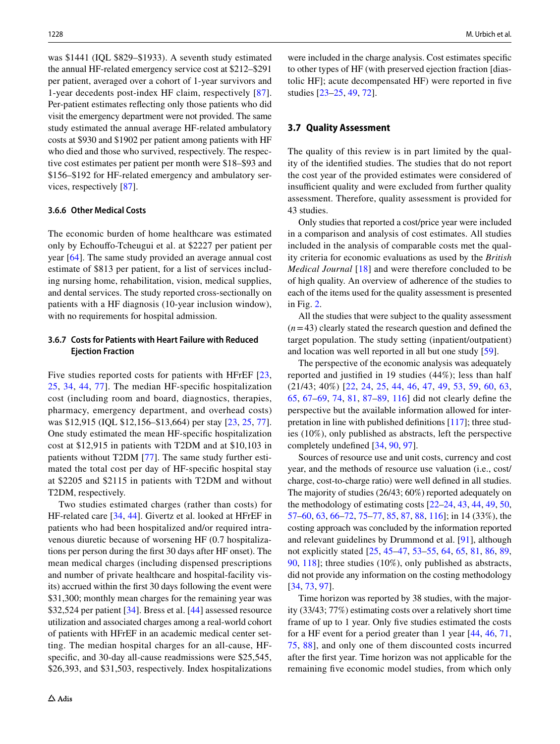was $1441 (IQL $829–$1933). A seventh study estimated the annual HF-related emergency service cost at $212–$291 per patient, averaged over a cohort of 1-year survivors and 1-year decedents post-index HF claim, respectively [87]. Per-patient estimates reflecting only those patients who did visit the emergency department were not provided. The same study estimated the annual average HF-related ambulatory costs at $930 and $1902 per patient among patients with HF who died and those who survived, respectively. The respective cost estimates per patient per month were $18–$93 and $156–$192 for HF-related emergency and ambulatory services, respectively [87].

#### 3.6.6 Other Medical Costs

The economic burden of home healthcare was estimated only by Echouffo-Tcheugui et al. at $2227 per patient per year [64]. The same study provided an average annual cost estimate of $813 per patient, for a list of services including nursing home, rehabilitation, vision, medical supplies, and dental services. The study reported cross-sectionally on patients with a HF diagnosis (10-year inclusion window), with no requirements for hospital admission.

#### 3.6.7 Costs for Patients with Heart Failure with Reduced Ejection Fraction

Five studies reported costs for patients with HFrEF [23, 25, 34, 44, 77]. The median HF-specific hospitalization cost (including room and board, diagnostics, therapies, pharmacy, emergency department, and overhead costs) was $12,915 (IQL $12,156–$13,664) per stay [23, 25, 77]. One study estimated the mean HF-specific hospitalization cost at $12,915 in patients with T2DM and at $10,103 in patients without T2DM [77]. The same study further estimated the total cost per day of HF-specific hospital stay at $2205 and $2115 in patients with T2DM and without T2DM, respectively.

Two studies estimated charges (rather than costs) for HF-related care [34, 44]. Givertz et al. looked at HFrEF in patients who had been hospitalized and/or required intravenous diuretic because of worsening HF (0.7 hospitalizations per person during the first 30 days after HF onset). The mean medical charges (including dispensed prescriptions and number of private healthcare and hospital-facility visits) accrued within the first 30 days following the event were $31,300; monthly mean charges for the remaining year was $32,524 per patient [34]. Bress et al. [44] assessed resource utilization and associated charges among a real-world cohort of patients with HFrEF in an academic medical center setting. The median hospital charges for an all-cause, HF-specific, and 30-day all-cause readmissions were $25,545, $26,393, and $31,503, respectively. Index hospitalizations were included in the charge analysis. Cost estimates specific to other types of HF (with preserved ejection fraction [diastolic HF]; acute decompensated HF) were reported in five studies [23–25, 49, 72].

### 3.7 Quality Assessment

The quality of this review is in part limited by the quality of the identified studies. The studies that do not report the cost year of the provided estimates were considered of insufficient quality and were excluded from further quality assessment. Therefore, quality assessment is provided for 43 studies.

Only studies that reported a cost/price year were included in a comparison and analysis of cost estimates. All studies included in the analysis of comparable costs met the quality criteria for economic evaluations as used by the *British Medical Journal* [18] and were therefore concluded to be of high quality. An overview of adherence of the studies to each of the items used for the quality assessment is presented in Fig. 2.

All the studies that were subject to the quality assessment ($n=43$) clearly stated the research question and defined the target population. The study setting (inpatient/outpatient) and location was well reported in all but one study [59].

The perspective of the economic analysis was adequately reported and justified in 19 studies (44%); less than half (21/43; 40%) [22, 24, 25, 44, 46, 47, 49, 53, 59, 60, 63, 65, 67–69, 74, 81, 87–89, 116] did not clearly define the perspective but the available information allowed for interpretation in line with published definitions [117]; three studies (10%), only published as abstracts, left the perspective completely undefined [34, 90, 97].

Sources of resource use and unit costs, currency and cost year, and the methods of resource use valuation (i.e., cost/charge, cost-to-charge ratio) were well defined in all studies. The majority of studies (26/43; 60%) reported adequately on the methodology of estimating costs [22–24, 43, 44, 49, 50, 57–60, 63, 66–72, 75–77, 85, 87, 88, 116]; in 14 (33%), the costing approach was concluded by the information reported and relevant guidelines by Drummond et al. [91], although not explicitly stated [25, 45–47, 53–55, 64, 65, 81, 86, 89, 90, 118]; three studies (10%), only published as abstracts, did not provide any information on the costing methodology [34, 73, 97].

Time horizon was reported by 38 studies, with the majority (33/43; 77%) estimating costs over a relatively short time frame of up to 1 year. Only five studies estimated the costs for a HF event for a period greater than 1 year [44, 46, 71, 75, 88], and only one of them discounted costs incurred after the first year. Time horizon was not applicable for the remaining five economic model studies, from which only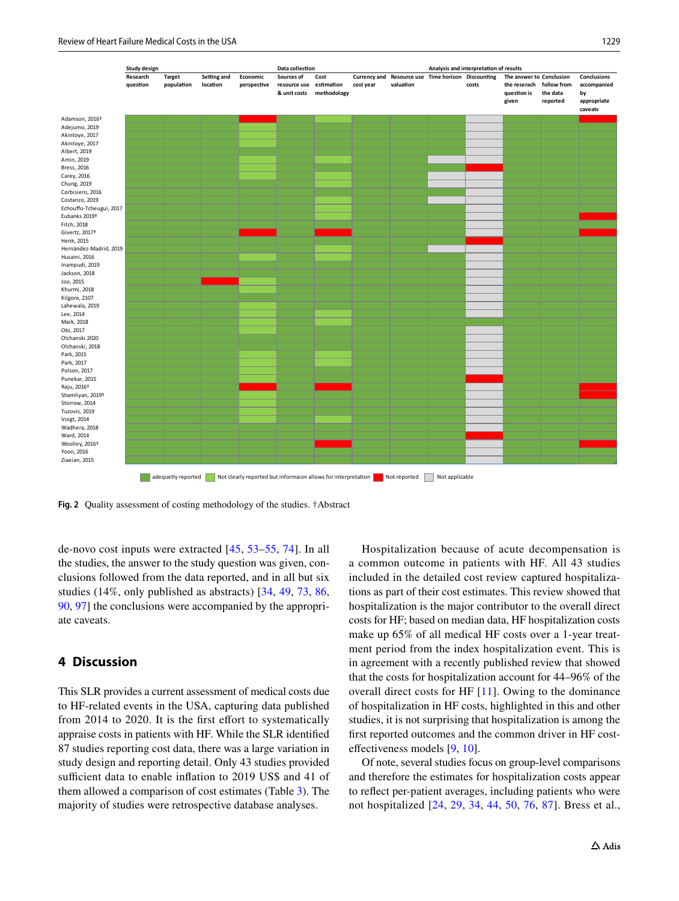| Study | Research question | Target population | Setting and location | Economic perspective | Sources of resource use & unit costs | Cost estimation methodology | Currency and cost year | Resource use valuation | Time horizon | Discounting costs | The answer to the reserach question is given | Conclusion follow from the data reported | Conclusions accompanied by appropriate caveats |
|---|---|---|---|---|---|---|---|---|---|---|---|---|---|
| | Study design | | | | Data collection | | | | Analysis and interpretation of results | | | | |
| Adamson, 2016† | | | | | | | | | | | | | |
| Adejumo, 2019 | | | | | | | | | | | | | |
| Akintoye, 2017 | | | | | | | | | | | | | |
| Akintoye, 2017 | | | | | | | | | | | | | |
| Albert, 2019 | | | | | | | | | | | | | |
| Amin, 2019 | | | | | | | | | | | | | |
| Bress, 2016 | | | | | | | | | | | | | |
| Carey, 2016 | | | | | | | | | | | | | |
| Chung, 2019 | | | | | | | | | | | | | |
| Corbisiero, 2016 | | | | | | | | | | | | | |
| Costanzo, 2019 | | | | | | | | | | | | | |
| Echouffo-Tcheugui, 2017 | | | | | | | | | | | | | |
| Eubanks 2019† | | | | | | | | | | | | | |
| Fitch, 2018 | | | | | | | | | | | | | |
| Givertz, 2017† | | | | | | | | | | | | | |
| Henk, 2015 | | | | | | | | | | | | | |
| Hernández-Madrid, 2019 | | | | | | | | | | | | | |
| Husaini, 2016 | | | | | | | | | | | | | |
| Inampudi, 2019 | | | | | | | | | | | | | |
| Jackson, 2018 | | | | | | | | | | | | | |
| Joo, 2015 | | | | | | | | | | | | | |
| Khurmi, 2018 | | | | | | | | | | | | | |
| Kilgore, 2107 | | | | | | | | | | | | | |
| Lahewala, 2019 | | | | | | | | | | | | | |
| Lee, 2014 | | | | | | | | | | | | | |
| Mark, 2018 | | | | | | | | | | | | | |
| Obi, 2017 | | | | | | | | | | | | | |
| Olchanski 2020 | | | | | | | | | | | | | |
| Olchanski, 2018 | | | | | | | | | | | | | |
| Park, 2015 | | | | | | | | | | | | | |
| Park, 2017 | | | | | | | | | | | | | |
| Polson, 2017 | | | | | | | | | | | | | |
| Punekar, 2015 | | | | | | | | | | | | | |
| Raju, 2016† | | | | | | | | | | | | | |
| Shamliyan, 2019† | | | | | | | | | | | | | |
| Storrow, 2014 | | | | | | | | | | | | | |
| Tuzovic, 2019 | | | | | | | | | | | | | |
| Voigt, 2014 | | | | | | | | | | | | | |
| Wadhera, 2018 | | | | | | | | | | | | | |
| Ward, 2014 | | | | | | | | | | | | | |
| Woolley, 2016† | | | | | | | | | | | | | |
| Yoon, 2016 | | | | | | | | | | | | | |
| Ziaeian, 2015 | | | | | | | | | | | | | |

Legend: adequetly reported; Not clearly reported but informaion allows for interpretation; Not reported; Not applicable

**Fig. 2** Quality assessment of costing methodology of the studies. †Abstract

de-novo cost inputs were extracted [45, 53–55, 74]. In all the studies, the answer to the study question was given, conclusions followed from the data reported, and in all but six studies (14%, only published as abstracts) [34, 49, 73, 86, 90, 97] the conclusions were accompanied by the appropriate caveats.

## 4 Discussion

This SLR provides a current assessment of medical costs due to HF-related events in the USA, capturing data published from 2014 to 2020. It is the first effort to systematically appraise costs in patients with HF. While the SLR identified 87 studies reporting cost data, there was a large variation in study design and reporting detail. Only 43 studies provided sufficient data to enable inflation to 2019 US$ and 41 of them allowed a comparison of cost estimates (Table 3). The majority of studies were retrospective database analyses.

Hospitalization because of acute decompensation is a common outcome in patients with HF. All 43 studies included in the detailed cost review captured hospitalizations as part of their cost estimates. This review showed that hospitalization is the major contributor to the overall direct costs for HF; based on median data, HF hospitalization costs make up 65% of all medical HF costs over a 1-year treatment period from the index hospitalization event. This is in agreement with a recently published review that showed that the costs for hospitalization account for 44–96% of the overall direct costs for HF [11]. Owing to the dominance of hospitalization in HF costs, highlighted in this and other studies, it is not surprising that hospitalization is among the first reported outcomes and the common driver in HF cost-effectiveness models [9, 10].

Of note, several studies focus on group-level comparisons and therefore the estimates for hospitalization costs appear to reflect per-patient averages, including patients who were not hospitalized [24, 29, 34, 44, 50, 76, 87]. Bress et al.,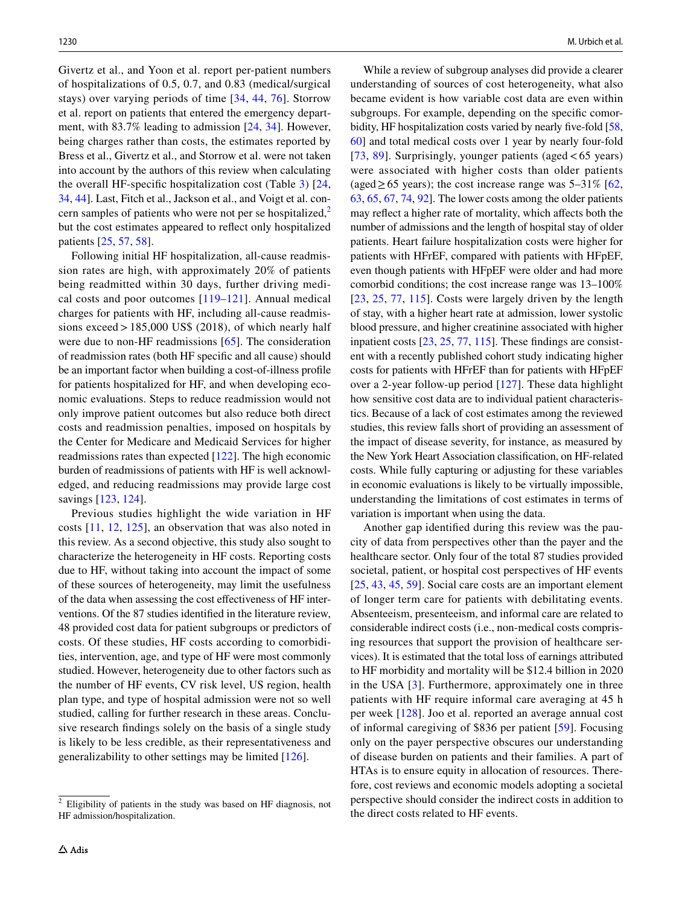Givertz et al., and Yoon et al. report per-patient numbers of hospitalizations of 0.5, 0.7, and 0.83 (medical/surgical stays) over varying periods of time [34, 44, 76]. Storrow et al. report on patients that entered the emergency department, with 83.7% leading to admission [24, 34]. However, being charges rather than costs, the estimates reported by Bress et al., Givertz et al., and Storrow et al. were not taken into account by the authors of this review when calculating the overall HF-specific hospitalization cost (Table 3) [24, 34, 44]. Last, Fitch et al., Jackson et al., and Voigt et al. concern samples of patients who were not per se hospitalized,[2] but the cost estimates appeared to reflect only hospitalized patients [25, 57, 58].

Following initial HF hospitalization, all-cause readmission rates are high, with approximately 20% of patients being readmitted within 30 days, further driving medical costs and poor outcomes [119–121]. Annual medical charges for patients with HF, including all-cause readmissions exceed > 185,000 US$ (2018), of which nearly half were due to non-HF readmissions [65]. The consideration of readmission rates (both HF specific and all cause) should be an important factor when building a cost-of-illness profile for patients hospitalized for HF, and when developing economic evaluations. Steps to reduce readmission would not only improve patient outcomes but also reduce both direct costs and readmission penalties, imposed on hospitals by the Center for Medicare and Medicaid Services for higher readmissions rates than expected [122]. The high economic burden of readmissions of patients with HF is well acknowledged, and reducing readmissions may provide large cost savings [123, 124].

Previous studies highlight the wide variation in HF costs [11, 12, 125], an observation that was also noted in this review. As a second objective, this study also sought to characterize the heterogeneity in HF costs. Reporting costs due to HF, without taking into account the impact of some of these sources of heterogeneity, may limit the usefulness of the data when assessing the cost effectiveness of HF interventions. Of the 87 studies identified in the literature review, 48 provided cost data for patient subgroups or predictors of costs. Of these studies, HF costs according to comorbidities, intervention, age, and type of HF were most commonly studied. However, heterogeneity due to other factors such as the number of HF events, CV risk level, US region, health plan type, and type of hospital admission were not so well studied, calling for further research in these areas. Conclusive research findings solely on the basis of a single study is likely to be less credible, as their representativeness and generalizability to other settings may be limited [126].

While a review of subgroup analyses did provide a clearer understanding of sources of cost heterogeneity, what also became evident is how variable cost data are even within subgroups. For example, depending on the specific comorbidity, HF hospitalization costs varied by nearly five-fold [58, 60] and total medical costs over 1 year by nearly four-fold [73, 89]. Surprisingly, younger patients (aged < 65 years) were associated with higher costs than older patients (aged ≥ 65 years); the cost increase range was 5–31% [62, 63, 65, 67, 74, 92]. The lower costs among the older patients may reflect a higher rate of mortality, which affects both the number of admissions and the length of hospital stay of older patients. Heart failure hospitalization costs were higher for patients with HFrEF, compared with patients with HFpEF, even though patients with HFpEF were older and had more comorbid conditions; the cost increase range was 13–100% [23, 25, 77, 115]. Costs were largely driven by the length of stay, with a higher heart rate at admission, lower systolic blood pressure, and higher creatinine associated with higher inpatient costs [23, 25, 77, 115]. These findings are consistent with a recently published cohort study indicating higher costs for patients with HFrEF than for patients with HFpEF over a 2-year follow-up period [127]. These data highlight how sensitive cost data are to individual patient characteristics. Because of a lack of cost estimates among the reviewed studies, this review falls short of providing an assessment of the impact of disease severity, for instance, as measured by the New York Heart Association classification, on HF-related costs. While fully capturing or adjusting for these variables in economic evaluations is likely to be virtually impossible, understanding the limitations of cost estimates in terms of variation is important when using the data.

Another gap identified during this review was the paucity of data from perspectives other than the payer and the healthcare sector. Only four of the total 87 studies provided societal, patient, or hospital cost perspectives of HF events [25, 43, 45, 59]. Social care costs are an important element of longer term care for patients with debilitating events. Absenteeism, presenteeism, and informal care are related to considerable indirect costs (i.e., non-medical costs comprising resources that support the provision of healthcare services). It is estimated that the total loss of earnings attributed to HF morbidity and mortality will be $12.4 billion in 2020 in the USA [3]. Furthermore, approximately one in three patients with HF require informal care averaging at 45 h per week [128]. Joo et al. reported an average annual cost of informal caregiving of $836 per patient [59]. Focusing only on the payer perspective obscures our understanding of disease burden on patients and their families. A part of HTAs is to ensure equity in allocation of resources. Therefore, cost reviews and economic models adopting a societal perspective should consider the indirect costs in addition to the direct costs related to HF events.

[2] Eligibility of patients in the study was based on HF diagnosis, not HF admission/hospitalization.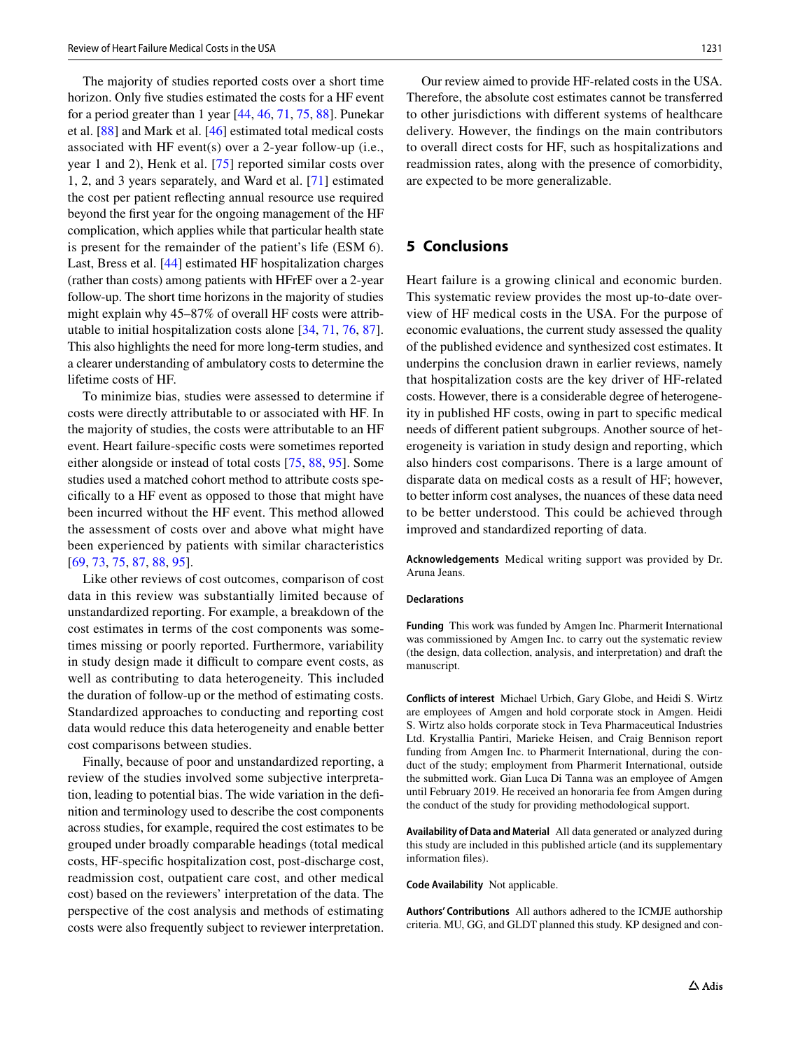The majority of studies reported costs over a short time horizon. Only five studies estimated the costs for a HF event for a period greater than 1 year [44, 46, 71, 75, 88]. Punekar et al. [88] and Mark et al. [46] estimated total medical costs associated with HF event(s) over a 2-year follow-up (i.e., year 1 and 2), Henk et al. [75] reported similar costs over 1, 2, and 3 years separately, and Ward et al. [71] estimated the cost per patient reflecting annual resource use required beyond the first year for the ongoing management of the HF complication, which applies while that particular health state is present for the remainder of the patient's life (ESM 6). Last, Bress et al. [44] estimated HF hospitalization charges (rather than costs) among patients with HFrEF over a 2-year follow-up. The short time horizons in the majority of studies might explain why 45–87% of overall HF costs were attributable to initial hospitalization costs alone [34, 71, 76, 87]. This also highlights the need for more long-term studies, and a clearer understanding of ambulatory costs to determine the lifetime costs of HF.

To minimize bias, studies were assessed to determine if costs were directly attributable to or associated with HF. In the majority of studies, the costs were attributable to an HF event. Heart failure-specific costs were sometimes reported either alongside or instead of total costs [75, 88, 95]. Some studies used a matched cohort method to attribute costs specifically to a HF event as opposed to those that might have been incurred without the HF event. This method allowed the assessment of costs over and above what might have been experienced by patients with similar characteristics [69, 73, 75, 87, 88, 95].

Like other reviews of cost outcomes, comparison of cost data in this review was substantially limited because of unstandardized reporting. For example, a breakdown of the cost estimates in terms of the cost components was sometimes missing or poorly reported. Furthermore, variability in study design made it difficult to compare event costs, as well as contributing to data heterogeneity. This included the duration of follow-up or the method of estimating costs. Standardized approaches to conducting and reporting cost data would reduce this data heterogeneity and enable better cost comparisons between studies.

Finally, because of poor and unstandardized reporting, a review of the studies involved some subjective interpretation, leading to potential bias. The wide variation in the definition and terminology used to describe the cost components across studies, for example, required the cost estimates to be grouped under broadly comparable headings (total medical costs, HF-specific hospitalization cost, post-discharge cost, readmission cost, outpatient care cost, and other medical cost) based on the reviewers' interpretation of the data. The perspective of the cost analysis and methods of estimating costs were also frequently subject to reviewer interpretation.

Our review aimed to provide HF-related costs in the USA. Therefore, the absolute cost estimates cannot be transferred to other jurisdictions with different systems of healthcare delivery. However, the findings on the main contributors to overall direct costs for HF, such as hospitalizations and readmission rates, along with the presence of comorbidity, are expected to be more generalizable.

## 5 Conclusions

Heart failure is a growing clinical and economic burden. This systematic review provides the most up-to-date overview of HF medical costs in the USA. For the purpose of economic evaluations, the current study assessed the quality of the published evidence and synthesized cost estimates. It underpins the conclusion drawn in earlier reviews, namely that hospitalization costs are the key driver of HF-related costs. However, there is a considerable degree of heterogeneity in published HF costs, owing in part to specific medical needs of different patient subgroups. Another source of heterogeneity is variation in study design and reporting, which also hinders cost comparisons. There is a large amount of disparate data on medical costs as a result of HF; however, to better inform cost analyses, the nuances of these data need to be better understood. This could be achieved through improved and standardized reporting of data.

**Acknowledgements** Medical writing support was provided by Dr. Aruna Jeans.

**Declarations**

**Funding** This work was funded by Amgen Inc. Pharmerit International was commissioned by Amgen Inc. to carry out the systematic review (the design, data collection, analysis, and interpretation) and draft the manuscript.

**Conflicts of interest** Michael Urbich, Gary Globe, and Heidi S. Wirtz are employees of Amgen and hold corporate stock in Amgen. Heidi S. Wirtz also holds corporate stock in Teva Pharmaceutical Industries Ltd. Krystallia Pantiri, Marieke Heisen, and Craig Bennison report funding from Amgen Inc. to Pharmerit International, during the conduct of the study; employment from Pharmerit International, outside the submitted work. Gian Luca Di Tanna was an employee of Amgen until February 2019. He received an honoraria fee from Amgen during the conduct of the study for providing methodological support.

**Availability of Data and Material** All data generated or analyzed during this study are included in this published article (and its supplementary information files).

**Code Availability** Not applicable.

**Authors' Contributions** All authors adhered to the ICMJE authorship criteria. MU, GG, and GLDT planned this study. KP designed and con-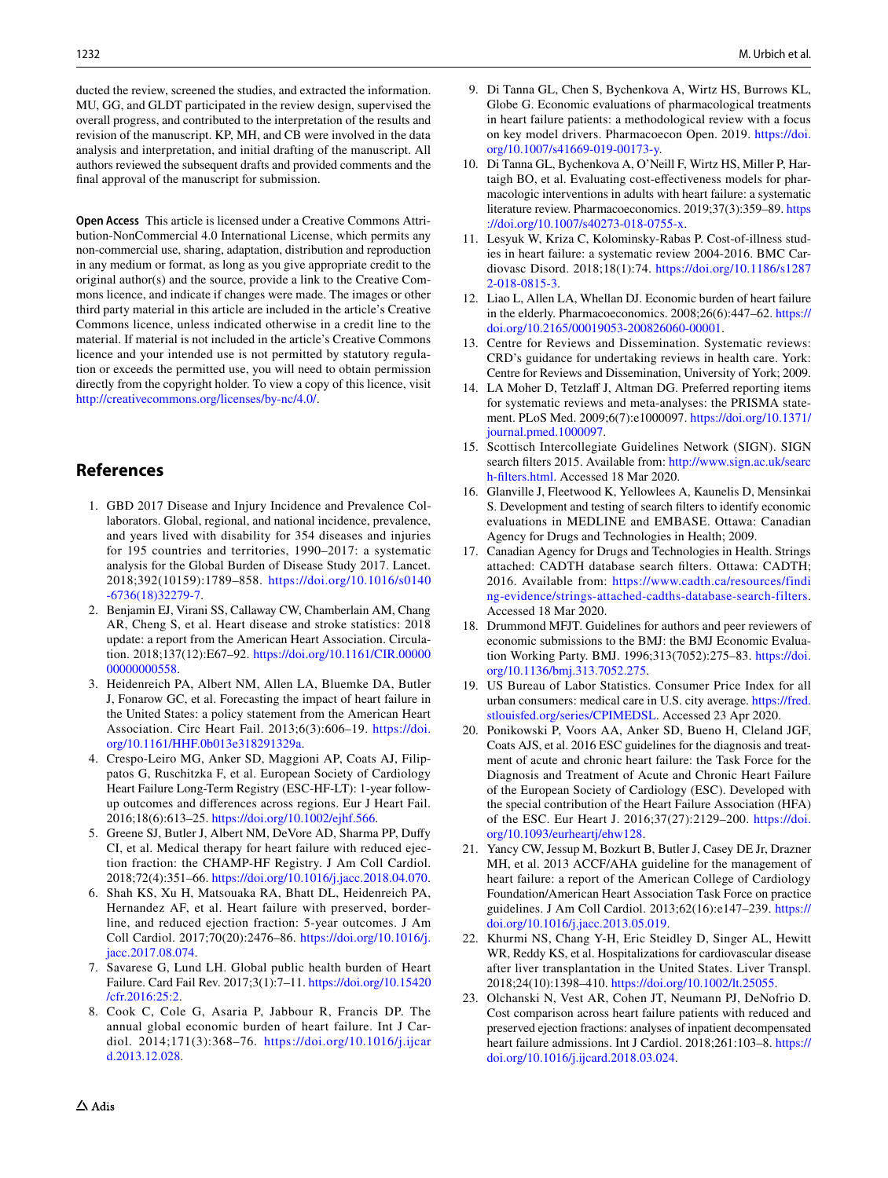ducted the review, screened the studies, and extracted the information. MU, GG, and GLDT participated in the review design, supervised the overall progress, and contributed to the interpretation of the results and revision of the manuscript. KP, MH, and CB were involved in the data analysis and interpretation, and initial drafting of the manuscript. All authors reviewed the subsequent drafts and provided comments and the final approval of the manuscript for submission.

**Open Access** This article is licensed under a Creative Commons Attribution-NonCommercial 4.0 International License, which permits any non-commercial use, sharing, adaptation, distribution and reproduction in any medium or format, as long as you give appropriate credit to the original author(s) and the source, provide a link to the Creative Commons licence, and indicate if changes were made. The images or other third party material in this article are included in the article's Creative Commons licence, unless indicated otherwise in a credit line to the material. If material is not included in the article's Creative Commons licence and your intended use is not permitted by statutory regulation or exceeds the permitted use, you will need to obtain permission directly from the copyright holder. To view a copy of this licence, visit http://creativecommons.org/licenses/by-nc/4.0/.

## References

1. GBD 2017 Disease and Injury Incidence and Prevalence Collaborators. Global, regional, and national incidence, prevalence, and years lived with disability for 354 diseases and injuries for 195 countries and territories, 1990–2017: a systematic analysis for the Global Burden of Disease Study 2017. Lancet. 2018;392(10159):1789–858. https://doi.org/10.1016/s0140-6736(18)32279-7.
2. Benjamin EJ, Virani SS, Callaway CW, Chamberlain AM, Chang AR, Cheng S, et al. Heart disease and stroke statistics: 2018 update: a report from the American Heart Association. Circulation. 2018;137(12):E67–92. https://doi.org/10.1161/CIR.0000000000000558.
3. Heidenreich PA, Albert NM, Allen LA, Bluemke DA, Butler J, Fonarow GC, et al. Forecasting the impact of heart failure in the United States: a policy statement from the American Heart Association. Circ Heart Fail. 2013;6(3):606–19. https://doi.org/10.1161/HHF.0b013e318291329a.
4. Crespo-Leiro MG, Anker SD, Maggioni AP, Coats AJ, Filippatos G, Ruschitzka F, et al. European Society of Cardiology Heart Failure Long-Term Registry (ESC-HF-LT): 1-year follow-up outcomes and differences across regions. Eur J Heart Fail. 2016;18(6):613–25. https://doi.org/10.1002/ejhf.566.
5. Greene SJ, Butler J, Albert NM, DeVore AD, Sharma PP, Duffy CI, et al. Medical therapy for heart failure with reduced ejection fraction: the CHAMP-HF Registry. J Am Coll Cardiol. 2018;72(4):351–66. https://doi.org/10.1016/j.jacc.2018.04.070.
6. Shah KS, Xu H, Matsouaka RA, Bhatt DL, Heidenreich PA, Hernandez AF, et al. Heart failure with preserved, borderline, and reduced ejection fraction: 5-year outcomes. J Am Coll Cardiol. 2017;70(20):2476–86. https://doi.org/10.1016/j.jacc.2017.08.074.
7. Savarese G, Lund LH. Global public health burden of Heart Failure. Card Fail Rev. 2017;3(1):7–11. https://doi.org/10.15420/cfr.2016:25:2.
8. Cook C, Cole G, Asaria P, Jabbour R, Francis DP. The annual global economic burden of heart failure. Int J Cardiol. 2014;171(3):368–76. https://doi.org/10.1016/j.ijcard.2013.12.028.
9. Di Tanna GL, Chen S, Bychenkova A, Wirtz HS, Burrows KL, Globe G. Economic evaluations of pharmacological treatments in heart failure patients: a methodological review with a focus on key model drivers. Pharmacoecon Open. 2019. https://doi.org/10.1007/s41669-019-00173-y.
10. Di Tanna GL, Bychenkova A, O'Neill F, Wirtz HS, Miller P, Hartaigh BO, et al. Evaluating cost-effectiveness models for pharmacologic interventions in adults with heart failure: a systematic literature review. Pharmacoeconomics. 2019;37(3):359–89. https://doi.org/10.1007/s40273-018-0755-x.
11. Lesyuk W, Kriza C, Kolominsky-Rabas P. Cost-of-illness studies in heart failure: a systematic review 2004-2016. BMC Cardiovasc Disord. 2018;18(1):74. https://doi.org/10.1186/s12872-018-0815-3.
12. Liao L, Allen LA, Whellan DJ. Economic burden of heart failure in the elderly. Pharmacoeconomics. 2008;26(6):447–62. https://doi.org/10.2165/00019053-200826060-00001.
13. Centre for Reviews and Dissemination. Systematic reviews: CRD's guidance for undertaking reviews in health care. York: Centre for Reviews and Dissemination, University of York; 2009.
14. LA Moher D, Tetzlaff J, Altman DG. Preferred reporting items for systematic reviews and meta-analyses: the PRISMA statement. PLoS Med. 2009;6(7):e1000097. https://doi.org/10.1371/journal.pmed.1000097.
15. Scottisch Intercollegiate Guidelines Network (SIGN). SIGN search filters 2015. Available from: http://www.sign.ac.uk/search-filters.html. Accessed 18 Mar 2020.
16. Glanville J, Fleetwood K, Yellowlees A, Kaunelis D, Mensinkai S. Development and testing of search filters to identify economic evaluations in MEDLINE and EMBASE. Ottawa: Canadian Agency for Drugs and Technologies in Health; 2009.
17. Canadian Agency for Drugs and Technologies in Health. Strings attached: CADTH database search filters. Ottawa: CADTH; 2016. Available from: https://www.cadth.ca/resources/finding-evidence/strings-attached-cadths-database-search-filters. Accessed 18 Mar 2020.
18. Drummond MFJT. Guidelines for authors and peer reviewers of economic submissions to the BMJ: the BMJ Economic Evaluation Working Party. BMJ. 1996;313(7052):275–83. https://doi.org/10.1136/bmj.313.7052.275.
19. US Bureau of Labor Statistics. Consumer Price Index for all urban consumers: medical care in U.S. city average. https://fred.stlouisfed.org/series/CPIMEDSL. Accessed 23 Apr 2020.
20. Ponikowski P, Voors AA, Anker SD, Bueno H, Cleland JGF, Coats AJS, et al. 2016 ESC guidelines for the diagnosis and treatment of acute and chronic heart failure: the Task Force for the Diagnosis and Treatment of Acute and Chronic Heart Failure of the European Society of Cardiology (ESC). Developed with the special contribution of the Heart Failure Association (HFA) of the ESC. Eur Heart J. 2016;37(27):2129–200. https://doi.org/10.1093/eurheartj/ehw128.
21. Yancy CW, Jessup M, Bozkurt B, Butler J, Casey DE Jr, Drazner MH, et al. 2013 ACCF/AHA guideline for the management of heart failure: a report of the American College of Cardiology Foundation/American Heart Association Task Force on practice guidelines. J Am Coll Cardiol. 2013;62(16):e147–239. https://doi.org/10.1016/j.jacc.2013.05.019.
22. Khurmi NS, Chang Y-H, Eric Steidley D, Singer AL, Hewitt WR, Reddy KS, et al. Hospitalizations for cardiovascular disease after liver transplantation in the United States. Liver Transpl. 2018;24(10):1398–410. https://doi.org/10.1002/lt.25055.
23. Olchanski N, Vest AR, Cohen JT, Neumann PJ, DeNofrio D. Cost comparison across heart failure patients with reduced and preserved ejection fractions: analyses of inpatient decompensated heart failure admissions. Int J Cardiol. 2018;261:103–8. https://doi.org/10.1016/j.ijcard.2018.03.024.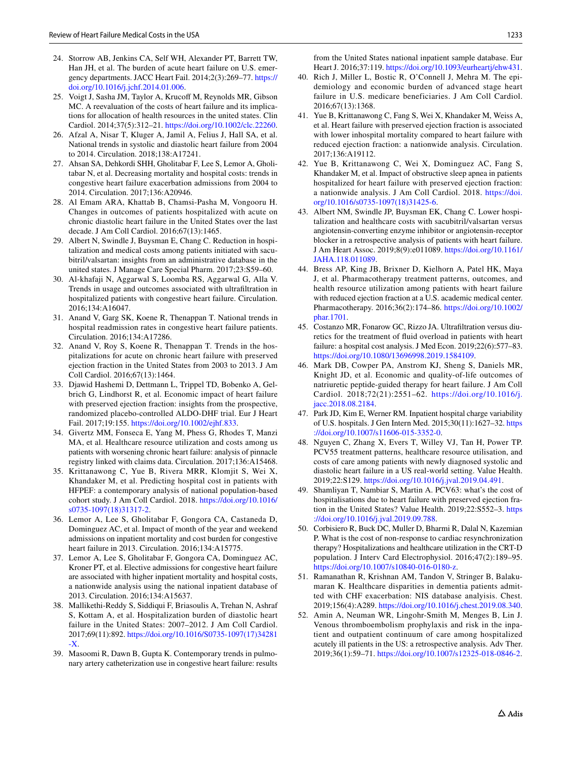24. Storrow AB, Jenkins CA, Self WH, Alexander PT, Barrett TW, Han JH, et al. The burden of acute heart failure on U.S. emergency departments. JACC Heart Fail. 2014;2(3):269–77. https://doi.org/10.1016/j.jchf.2014.01.006.
25. Voigt J, Sasha JM, Taylor A, Krucoff M, Reynolds MR, Gibson MC. A reevaluation of the costs of heart failure and its implications for allocation of health resources in the united states. Clin Cardiol. 2014;37(5):312–21. https://doi.org/10.1002/clc.22260.
26. Afzal A, Nisar T, Kluger A, Jamil A, Felius J, Hall SA, et al. National trends in systolic and diastolic heart failure from 2004 to 2014. Circulation. 2018;138:A17241.
27. Ahsan SA, Dehkordi SHH, Gholitabar F, Lee S, Lemor A, Gholitabar N, et al. Decreasing mortality and hospital costs: trends in congestive heart failure exacerbation admissions from 2004 to 2014. Circulation. 2017;136:A20946.
28. Al Emam ARA, Khattab B, Chamsi-Pasha M, Vongooru H. Changes in outcomes of patients hospitalized with acute on chronic diastolic heart failure in the United States over the last decade. J Am Coll Cardiol. 2016;67(13):1465.
29. Albert N, Swindle J, Buysman E, Chang C. Reduction in hospitalization and medical costs among patients initiated with sacubitril/valsartan: insights from an administrative database in the united states. J Manage Care Special Pharm. 2017;23:S59–60.
30. Al-khafaji N, Aggarwal S, Loomba RS, Aggarwal G, Alla V. Trends in usage and outcomes associated with ultrafiltration in hospitalized patients with congestive heart failure. Circulation. 2016;134:A16047.
31. Anand V, Garg SK, Koene R, Thenappan T. National trends in hospital readmission rates in congestive heart failure patients. Circulation. 2016;134:A17286.
32. Anand V, Roy S, Koene R, Thenappan T. Trends in the hospitalizations for acute on chronic heart failure with preserved ejection fraction in the United States from 2003 to 2013. J Am Coll Cardiol. 2016;67(13):1464.
33. Djawid Hashemi D, Dettmann L, Trippel TD, Bobenko A, Gelbrich G, Lindhorst R, et al. Economic impact of heart failure with preserved ejection fraction: insights from the prospective, randomized placebo-controlled ALDO-DHF trial. Eur J Heart Fail. 2017;19:155. https://doi.org/10.1002/ejhf.833.
34. Givertz MM, Fonseca E, Yang M, Phess G, Rhodes T, Manzi MA, et al. Healthcare resource utilization and costs among us patients with worsening chronic heart failure: analysis of pinnacle registry linked with claims data. Circulation. 2017;136:A15468.
35. Krittanawong C, Yue B, Rivera MRR, Klomjit S, Wei X, Khandaker M, et al. Predicting hospital cost in patients with HFPEF: a contemporary analysis of national population-based cohort study. J Am Coll Cardiol. 2018. https://doi.org/10.1016/s0735-1097(18)31317-2.
36. Lemor A, Lee S, Gholitabar F, Gongora CA, Castaneda D, Dominguez AC, et al. Impact of month of the year and weekend admissions on inpatient mortality and cost burden for congestive heart failure in 2013. Circulation. 2016;134:A15775.
37. Lemor A, Lee S, Gholitabar F, Gongora CA, Dominguez AC, Kroner PT, et al. Elective admissions for congestive heart failure are associated with higher inpatient mortality and hospital costs, a nationwide analysis using the national inpatient database of 2013. Circulation. 2016;134:A15637.
38. Mallikethi-Reddy S, Siddiqui F, Briasoulis A, Trehan N, Ashraf S, Kottam A, et al. Hospitalization burden of diastolic heart failure in the United States: 2007–2012. J Am Coll Cardiol. 2017;69(11):892. https://doi.org/10.1016/S0735-1097(17)34281-X.
39. Masoomi R, Dawn B, Gupta K. Contemporary trends in pulmonary artery catheterization use in congestive heart failure: results from the United States national inpatient sample database. Eur Heart J. 2016;37:119. https://doi.org/10.1093/eurheartj/ehw431.
40. Rich J, Miller L, Bostic R, O'Connell J, Mehra M. The epidemiology and economic burden of advanced stage heart failure in U.S. medicare beneficiaries. J Am Coll Cardiol. 2016;67(13):1368.
41. Yue B, Krittanawong C, Fang S, Wei X, Khandaker M, Weiss A, et al. Heart failure with preserved ejection fraction is associated with lower inhospital mortality compared to heart failure with reduced ejection fraction: a nationwide analysis. Circulation. 2017;136:A19112.
42. Yue B, Krittanawong C, Wei X, Dominguez AC, Fang S, Khandaker M, et al. Impact of obstructive sleep apnea in patients hospitalized for heart failure with preserved ejection fraction: a nationwide analysis. J Am Coll Cardiol. 2018. https://doi.org/10.1016/s0735-1097(18)31425-6.
43. Albert NM, Swindle JP, Buysman EK, Chang C. Lower hospitalization and healthcare costs with sacubitril/valsartan versus angiotensin-converting enzyme inhibitor or angiotensin-receptor blocker in a retrospective analysis of patients with heart failure. J Am Heart Assoc. 2019;8(9):e011089. https://doi.org/10.1161/JAHA.118.011089.
44. Bress AP, King JB, Brixner D, Kielhorn A, Patel HK, Maya J, et al. Pharmacotherapy treatment patterns, outcomes, and health resource utilization among patients with heart failure with reduced ejection fraction at a U.S. academic medical center. Pharmacotherapy. 2016;36(2):174–86. https://doi.org/10.1002/phar.1701.
45. Costanzo MR, Fonarow GC, Rizzo JA. Ultrafiltration versus diuretics for the treatment of fluid overload in patients with heart failure: a hospital cost analysis. J Med Econ. 2019;22(6):577–83. https://doi.org/10.1080/13696998.2019.1584109.
46. Mark DB, Cowper PA, Anstrom KJ, Sheng S, Daniels MR, Knight JD, et al. Economic and quality-of-life outcomes of natriuretic peptide-guided therapy for heart failure. J Am Coll Cardiol. 2018;72(21):2551–62. https://doi.org/10.1016/j.jacc.2018.08.2184.
47. Park JD, Kim E, Werner RM. Inpatient hospital charge variability of U.S. hospitals. J Gen Intern Med. 2015;30(11):1627–32. https://doi.org/10.1007/s11606-015-3352-0.
48. Nguyen C, Zhang X, Evers T, Willey VJ, Tan H, Power TP. PCV55 treatment patterns, healthcare resource utilisation, and costs of care among patients with newly diagnosed systolic and diastolic heart failure in a US real-world setting. Value Health. 2019;22:S129. https://doi.org/10.1016/j.jval.2019.04.491.
49. Shamliyan T, Nambiar S, Martin A. PCV63: what's the cost of hospitalisations due to heart failure with preserved ejection fraction in the United States? Value Health. 2019;22:S552–3. https://doi.org/10.1016/j.jval.2019.09.788.
50. Corbisiero R, Buck DC, Muller D, Bharmi R, Dalal N, Kazemian P. What is the cost of non-response to cardiac resynchronization therapy? Hospitalizations and healthcare utilization in the CRT-D population. J Interv Card Electrophysiol. 2016;47(2):189–95. https://doi.org/10.1007/s10840-016-0180-z.
51. Ramanathan R, Krishnan AM, Tandon V, Stringer B, Balakumaran K. Healthcare disparities in dementia patients admitted with CHF exacerbation: NIS database analyisis. Chest. 2019;156(4):A289. https://doi.org/10.1016/j.chest.2019.08.340.
52. Amin A, Neuman WR, Lingohr-Smith M, Menges B, Lin J. Venous thromboembolism prophylaxis and risk in the inpatient and outpatient continuum of care among hospitalized acutely ill patients in the US: a retrospective analysis. Adv Ther. 2019;36(1):59–71. https://doi.org/10.1007/s12325-018-0846-2.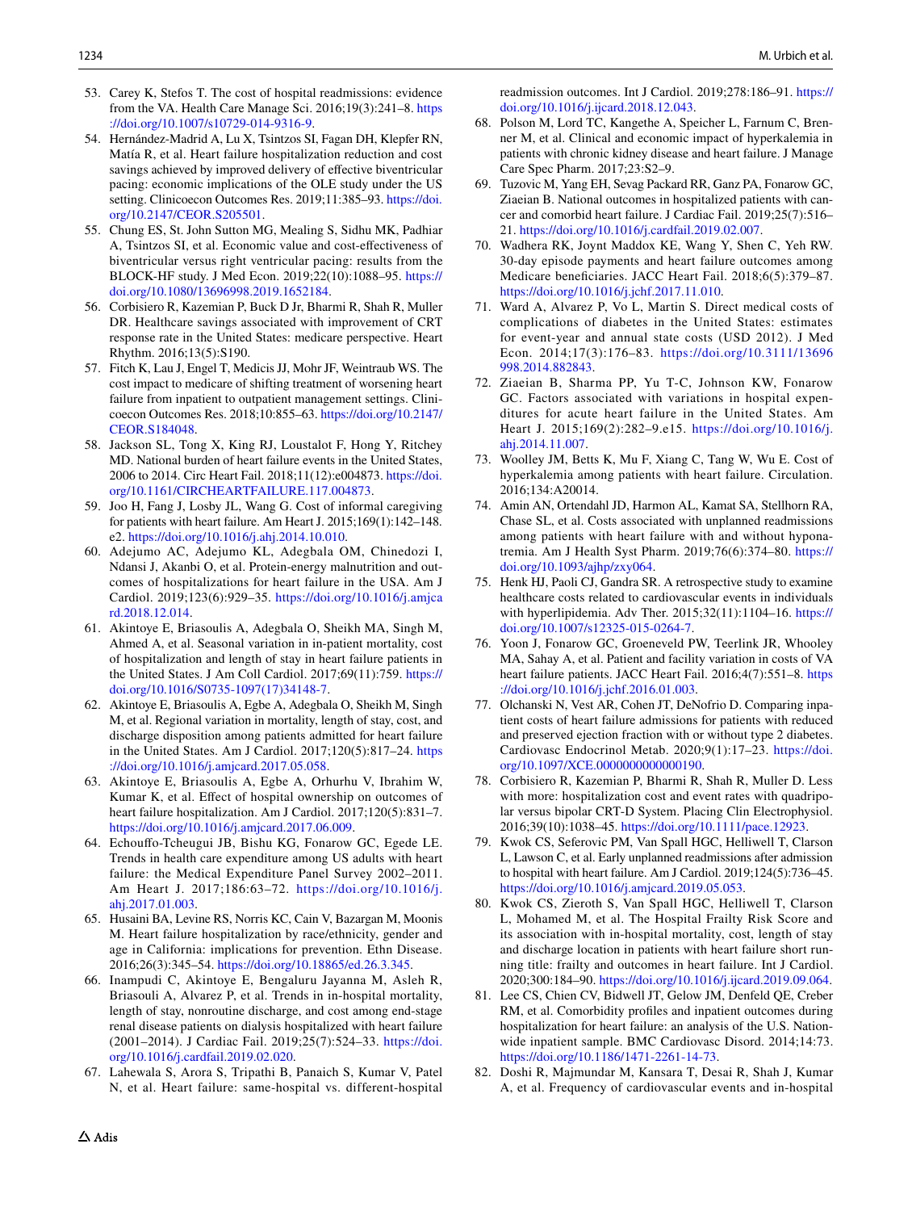53. Carey K, Stefos T. The cost of hospital readmissions: evidence from the VA. Health Care Manage Sci. 2016;19(3):241–8. https://doi.org/10.1007/s10729-014-9316-9.
54. Hernández-Madrid A, Lu X, Tsintzos SI, Fagan DH, Klepfer RN, Matía R, et al. Heart failure hospitalization reduction and cost savings achieved by improved delivery of effective biventricular pacing: economic implications of the OLE study under the US setting. Clinicoecon Outcomes Res. 2019;11:385–93. https://doi.org/10.2147/CEOR.S205501.
55. Chung ES, St. John Sutton MG, Mealing S, Sidhu MK, Padhiar A, Tsintzos SI, et al. Economic value and cost-effectiveness of biventricular versus right ventricular pacing: results from the BLOCK-HF study. J Med Econ. 2019;22(10):1088–95. https://doi.org/10.1080/13696998.2019.1652184.
56. Corbisiero R, Kazemian P, Buck D Jr, Bharmi R, Shah R, Muller DR. Healthcare savings associated with improvement of CRT response rate in the United States: medicare perspective. Heart Rhythm. 2016;13(5):S190.
57. Fitch K, Lau J, Engel T, Medicis JJ, Mohr JF, Weintraub WS. The cost impact to medicare of shifting treatment of worsening heart failure from inpatient to outpatient management settings. Clinicoecon Outcomes Res. 2018;10:855–63. https://doi.org/10.2147/CEOR.S184048.
58. Jackson SL, Tong X, King RJ, Loustalot F, Hong Y, Ritchey MD. National burden of heart failure events in the United States, 2006 to 2014. Circ Heart Fail. 2018;11(12):e004873. https://doi.org/10.1161/CIRCHEARTFAILURE.117.004873.
59. Joo H, Fang J, Losby JL, Wang G. Cost of informal caregiving for patients with heart failure. Am Heart J. 2015;169(1):142–148.e2. https://doi.org/10.1016/j.ahj.2014.10.010.
60. Adejumo AC, Adejumo KL, Adegbala OM, Chinedozi I, Ndansi J, Akanbi O, et al. Protein-energy malnutrition and outcomes of hospitalizations for heart failure in the USA. Am J Cardiol. 2019;123(6):929–35. https://doi.org/10.1016/j.amjcard.2018.12.014.
61. Akintoye E, Briasoulis A, Adegbala O, Sheikh MA, Singh M, Ahmed A, et al. Seasonal variation in in-patient mortality, cost of hospitalization and length of stay in heart failure patients in the United States. J Am Coll Cardiol. 2017;69(11):759. https://doi.org/10.1016/S0735-1097(17)34148-7.
62. Akintoye E, Briasoulis A, Egbe A, Adegbala O, Sheikh M, Singh M, et al. Regional variation in mortality, length of stay, cost, and discharge disposition among patients admitted for heart failure in the United States. Am J Cardiol. 2017;120(5):817–24. https://doi.org/10.1016/j.amjcard.2017.05.058.
63. Akintoye E, Briasoulis A, Egbe A, Orhurhu V, Ibrahim W, Kumar K, et al. Effect of hospital ownership on outcomes of heart failure hospitalization. Am J Cardiol. 2017;120(5):831–7. https://doi.org/10.1016/j.amjcard.2017.06.009.
64. Echouffo-Tcheugui JB, Bishu KG, Fonarow GC, Egede LE. Trends in health care expenditure among US adults with heart failure: the Medical Expenditure Panel Survey 2002–2011. Am Heart J. 2017;186:63–72. https://doi.org/10.1016/j.ahj.2017.01.003.
65. Husaini BA, Levine RS, Norris KC, Cain V, Bazargan M, Moonis M. Heart failure hospitalization by race/ethnicity, gender and age in California: implications for prevention. Ethn Disease. 2016;26(3):345–54. https://doi.org/10.18865/ed.26.3.345.
66. Inampudi C, Akintoye E, Bengaluru Jayanna M, Asleh R, Briasouli A, Alvarez P, et al. Trends in in-hospital mortality, length of stay, nonroutine discharge, and cost among end-stage renal disease patients on dialysis hospitalized with heart failure (2001–2014). J Cardiac Fail. 2019;25(7):524–33. https://doi.org/10.1016/j.cardfail.2019.02.020.
67. Lahewala S, Arora S, Tripathi B, Panaich S, Kumar V, Patel N, et al. Heart failure: same-hospital vs. different-hospital readmission outcomes. Int J Cardiol. 2019;278:186–91. https://doi.org/10.1016/j.ijcard.2018.12.043.
68. Polson M, Lord TC, Kangethe A, Speicher L, Farnum C, Brenner M, et al. Clinical and economic impact of hyperkalemia in patients with chronic kidney disease and heart failure. J Manage Care Spec Pharm. 2017;23:S2–9.
69. Tuzovic M, Yang EH, Sevag Packard RR, Ganz PA, Fonarow GC, Ziaeian B. National outcomes in hospitalized patients with cancer and comorbid heart failure. J Cardiac Fail. 2019;25(7):516–21. https://doi.org/10.1016/j.cardfail.2019.02.007.
70. Wadhera RK, Joynt Maddox KE, Wang Y, Shen C, Yeh RW. 30-day episode payments and heart failure outcomes among Medicare beneficiaries. JACC Heart Fail. 2018;6(5):379–87. https://doi.org/10.1016/j.jchf.2017.11.010.
71. Ward A, Alvarez P, Vo L, Martin S. Direct medical costs of complications of diabetes in the United States: estimates for event-year and annual state costs (USD 2012). J Med Econ. 2014;17(3):176–83. https://doi.org/10.3111/13696998.2014.882843.
72. Ziaeian B, Sharma PP, Yu T-C, Johnson KW, Fonarow GC. Factors associated with variations in hospital expenditures for acute heart failure in the United States. Am Heart J. 2015;169(2):282–9.e15. https://doi.org/10.1016/j.ahj.2014.11.007.
73. Woolley JM, Betts K, Mu F, Xiang C, Tang W, Wu E. Cost of hyperkalemia among patients with heart failure. Circulation. 2016;134:A20014.
74. Amin AN, Ortendahl JD, Harmon AL, Kamat SA, Stellhorn RA, Chase SL, et al. Costs associated with unplanned readmissions among patients with heart failure with and without hyponatremia. Am J Health Syst Pharm. 2019;76(6):374–80. https://doi.org/10.1093/ajhp/zxy064.
75. Henk HJ, Paoli CJ, Gandra SR. A retrospective study to examine healthcare costs related to cardiovascular events in individuals with hyperlipidemia. Adv Ther. 2015;32(11):1104–16. https://doi.org/10.1007/s12325-015-0264-7.
76. Yoon J, Fonarow GC, Groeneveld PW, Teerlink JR, Whooley MA, Sahay A, et al. Patient and facility variation in costs of VA heart failure patients. JACC Heart Fail. 2016;4(7):551–8. https://doi.org/10.1016/j.jchf.2016.01.003.
77. Olchanski N, Vest AR, Cohen JT, DeNofrio D. Comparing inpatient costs of heart failure admissions for patients with reduced and preserved ejection fraction with or without type 2 diabetes. Cardiovasc Endocrinol Metab. 2020;9(1):17–23. https://doi.org/10.1097/XCE.0000000000000190.
78. Corbisiero R, Kazemian P, Bharmi R, Shah R, Muller D. Less with more: hospitalization cost and event rates with quadripolar versus bipolar CRT-D System. Placing Clin Electrophysiol. 2016;39(10):1038–45. https://doi.org/10.1111/pace.12923.
79. Kwok CS, Seferovic PM, Van Spall HGC, Helliwell T, Clarson L, Lawson C, et al. Early unplanned readmissions after admission to hospital with heart failure. Am J Cardiol. 2019;124(5):736–45. https://doi.org/10.1016/j.amjcard.2019.05.053.
80. Kwok CS, Zieroth S, Van Spall HGC, Helliwell T, Clarson L, Mohamed M, et al. The Hospital Frailty Risk Score and its association with in-hospital mortality, cost, length of stay and discharge location in patients with heart failure short running title: frailty and outcomes in heart failure. Int J Cardiol. 2020;300:184–90. https://doi.org/10.1016/j.ijcard.2019.09.064.
81. Lee CS, Chien CV, Bidwell JT, Gelow JM, Denfeld QE, Creber RM, et al. Comorbidity profiles and inpatient outcomes during hospitalization for heart failure: an analysis of the U.S. Nationwide inpatient sample. BMC Cardiovasc Disord. 2014;14:73. https://doi.org/10.1186/1471-2261-14-73.
82. Doshi R, Majmundar M, Kansara T, Desai R, Shah J, Kumar A, et al. Frequency of cardiovascular events and in-hospital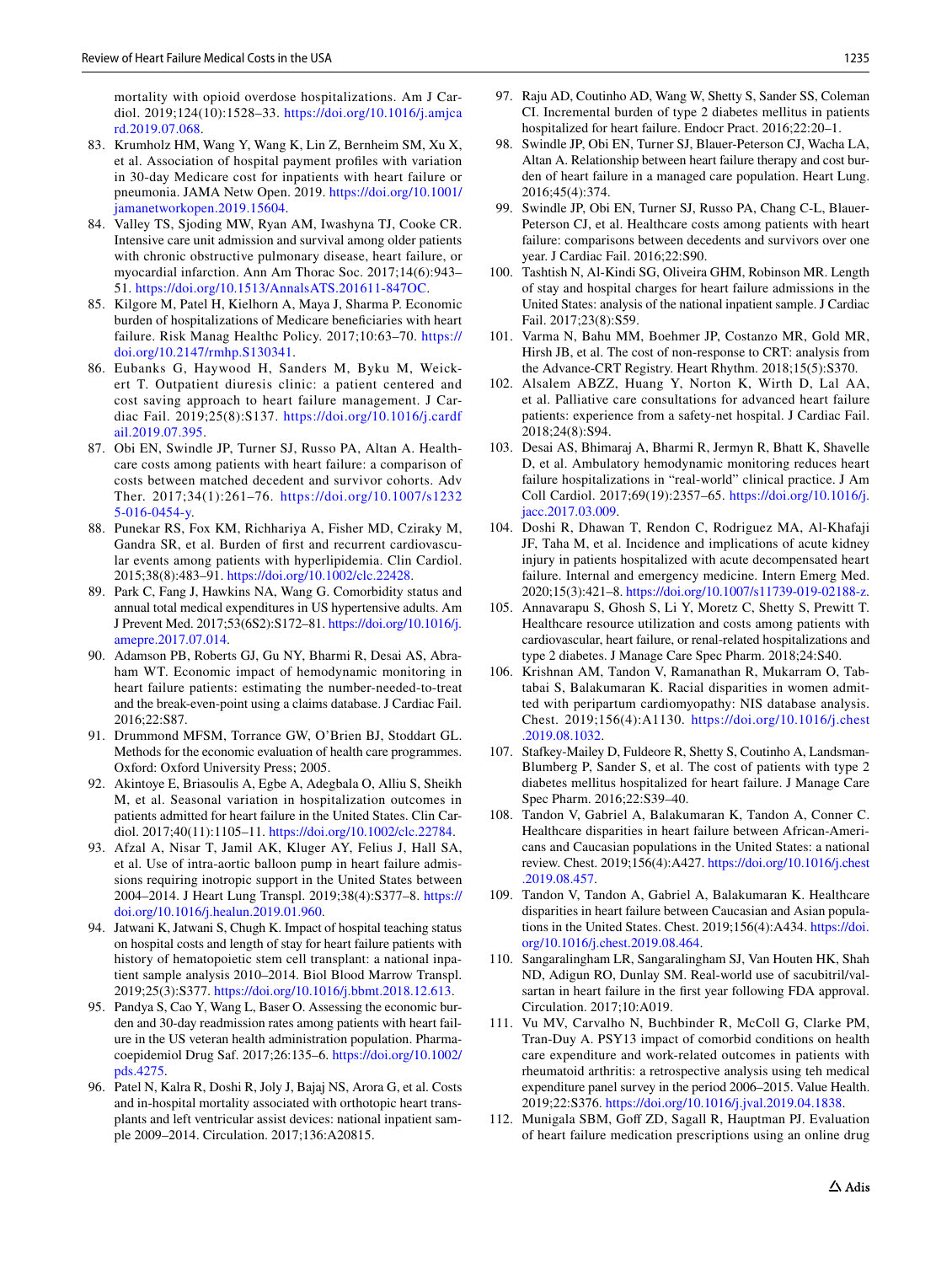mortality with opioid overdose hospitalizations. Am J Cardiol. 2019;124(10):1528–33. https://doi.org/10.1016/j.amjcard.2019.07.068.

83. Krumholz HM, Wang Y, Wang K, Lin Z, Bernheim SM, Xu X, et al. Association of hospital payment profiles with variation in 30-day Medicare cost for inpatients with heart failure or pneumonia. JAMA Netw Open. 2019. https://doi.org/10.1001/jamanetworkopen.2019.15604.
84. Valley TS, Sjoding MW, Ryan AM, Iwashyna TJ, Cooke CR. Intensive care unit admission and survival among older patients with chronic obstructive pulmonary disease, heart failure, or myocardial infarction. Ann Am Thorac Soc. 2017;14(6):943–51. https://doi.org/10.1513/AnnalsATS.201611-847OC.
85. Kilgore M, Patel H, Kielhorn A, Maya J, Sharma P. Economic burden of hospitalizations of Medicare beneficiaries with heart failure. Risk Manag Healthc Policy. 2017;10:63–70. https://doi.org/10.2147/rmhp.S130341.
86. Eubanks G, Haywood H, Sanders M, Byku M, Weickert T. Outpatient diuresis clinic: a patient centered and cost saving approach to heart failure management. J Cardiac Fail. 2019;25(8):S137. https://doi.org/10.1016/j.cardfail.2019.07.395.
87. Obi EN, Swindle JP, Turner SJ, Russo PA, Altan A. Healthcare costs among patients with heart failure: a comparison of costs between matched decedent and survivor cohorts. Adv Ther. 2017;34(1):261–76. https://doi.org/10.1007/s12325-016-0454-y.
88. Punekar RS, Fox KM, Richhariya A, Fisher MD, Cziraky M, Gandra SR, et al. Burden of first and recurrent cardiovascular events among patients with hyperlipidemia. Clin Cardiol. 2015;38(8):483–91. https://doi.org/10.1002/clc.22428.
89. Park C, Fang J, Hawkins NA, Wang G. Comorbidity status and annual total medical expenditures in US hypertensive adults. Am J Prevent Med. 2017;53(6S2):S172–81. https://doi.org/10.1016/j.amepre.2017.07.014.
90. Adamson PB, Roberts GJ, Gu NY, Bharmi R, Desai AS, Abraham WT. Economic impact of hemodynamic monitoring in heart failure patients: estimating the number-needed-to-treat and the break-even-point using a claims database. J Cardiac Fail. 2016;22:S87.
91. Drummond MFSM, Torrance GW, O'Brien BJ, Stoddart GL. Methods for the economic evaluation of health care programmes. Oxford: Oxford University Press; 2005.
92. Akintoye E, Briasoulis A, Egbe A, Adegbala O, Alliu S, Sheikh M, et al. Seasonal variation in hospitalization outcomes in patients admitted for heart failure in the United States. Clin Cardiol. 2017;40(11):1105–11. https://doi.org/10.1002/clc.22784.
93. Afzal A, Nisar T, Jamil AK, Kluger AY, Felius J, Hall SA, et al. Use of intra-aortic balloon pump in heart failure admissions requiring inotropic support in the United States between 2004–2014. J Heart Lung Transpl. 2019;38(4):S377–8. https://doi.org/10.1016/j.healun.2019.01.960.
94. Jatwani K, Jatwani S, Chugh K. Impact of hospital teaching status on hospital costs and length of stay for heart failure patients with history of hematopoietic stem cell transplant: a national inpatient sample analysis 2010–2014. Biol Blood Marrow Transpl. 2019;25(3):S377. https://doi.org/10.1016/j.bbmt.2018.12.613.
95. Pandya S, Cao Y, Wang L, Baser O. Assessing the economic burden and 30-day readmission rates among patients with heart failure in the US veteran health administration population. Pharmacoepidemiol Drug Saf. 2017;26:135–6. https://doi.org/10.1002/pds.4275.
96. Patel N, Kalra R, Doshi R, Joly J, Bajaj NS, Arora G, et al. Costs and in-hospital mortality associated with orthotopic heart transplants and left ventricular assist devices: national inpatient sample 2009–2014. Circulation. 2017;136:A20815.
97. Raju AD, Coutinho AD, Wang W, Shetty S, Sander SS, Coleman CI. Incremental burden of type 2 diabetes mellitus in patients hospitalized for heart failure. Endocr Pract. 2016;22:20–1.
98. Swindle JP, Obi EN, Turner SJ, Blauer-Peterson CJ, Wacha LA, Altan A. Relationship between heart failure therapy and cost burden of heart failure in a managed care population. Heart Lung. 2016;45(4):374.
99. Swindle JP, Obi EN, Turner SJ, Russo PA, Chang C-L, Blauer-Peterson CJ, et al. Healthcare costs among patients with heart failure: comparisons between decedents and survivors over one year. J Cardiac Fail. 2016;22:S90.
100. Tashtish N, Al-Kindi SG, Oliveira GHM, Robinson MR. Length of stay and hospital charges for heart failure admissions in the United States: analysis of the national inpatient sample. J Cardiac Fail. 2017;23(8):S59.
101. Varma N, Bahu MM, Boehmer JP, Costanzo MR, Gold MR, Hirsh JB, et al. The cost of non-response to CRT: analysis from the Advance-CRT Registry. Heart Rhythm. 2018;15(5):S370.
102. Alsalem ABZZ, Huang Y, Norton K, Wirth D, Lal AA, et al. Palliative care consultations for advanced heart failure patients: experience from a safety-net hospital. J Cardiac Fail. 2018;24(8):S94.
103. Desai AS, Bhimaraj A, Bharmi R, Jermyn R, Bhatt K, Shavelle D, et al. Ambulatory hemodynamic monitoring reduces heart failure hospitalizations in "real-world" clinical practice. J Am Coll Cardiol. 2017;69(19):2357–65. https://doi.org/10.1016/j.jacc.2017.03.009.
104. Doshi R, Dhawan T, Rendon C, Rodriguez MA, Al-Khafaji JF, Taha M, et al. Incidence and implications of acute kidney injury in patients hospitalized with acute decompensated heart failure. Internal and emergency medicine. Intern Emerg Med. 2020;15(3):421–8. https://doi.org/10.1007/s11739-019-02188-z.
105. Annavarapu S, Ghosh S, Li Y, Moretz C, Shetty S, Prewitt T. Healthcare resource utilization and costs among patients with cardiovascular, heart failure, or renal-related hospitalizations and type 2 diabetes. J Manage Care Spec Pharm. 2018;24:S40.
106. Krishnan AM, Tandon V, Ramanathan R, Mukarram O, Tabtabai S, Balakumaran K. Racial disparities in women admitted with peripartum cardiomyopathy: NIS database analysis. Chest. 2019;156(4):A1130. https://doi.org/10.1016/j.chest.2019.08.1032.
107. Stafkey-Mailey D, Fuldeore R, Shetty S, Coutinho A, Landsman-Blumberg P, Sander S, et al. The cost of patients with type 2 diabetes mellitus hospitalized for heart failure. J Manage Care Spec Pharm. 2016;22:S39–40.
108. Tandon V, Gabriel A, Balakumaran K, Tandon A, Conner C. Healthcare disparities in heart failure between African-Americans and Caucasian populations in the United States: a national review. Chest. 2019;156(4):A427. https://doi.org/10.1016/j.chest.2019.08.457.
109. Tandon V, Tandon A, Gabriel A, Balakumaran K. Healthcare disparities in heart failure between Caucasian and Asian populations in the United States. Chest. 2019;156(4):A434. https://doi.org/10.1016/j.chest.2019.08.464.
110. Sangaralingham LR, Sangaralingham SJ, Van Houten HK, Shah ND, Adigun RO, Dunlay SM. Real-world use of sacubitril/valsartan in heart failure in the first year following FDA approval. Circulation. 2017;10:A019.
111. Vu MV, Carvalho N, Buchbinder R, McColl G, Clarke PM, Tran-Duy A. PSY13 impact of comorbid conditions on health care expenditure and work-related outcomes in patients with rheumatoid arthritis: a retrospective analysis using teh medical expenditure panel survey in the period 2006–2015. Value Health. 2019;22:S376. https://doi.org/10.1016/j.jval.2019.04.1838.
112. Munigala SBM, Goff ZD, Sagall R, Hauptman PJ. Evaluation of heart failure medication prescriptions using an online drug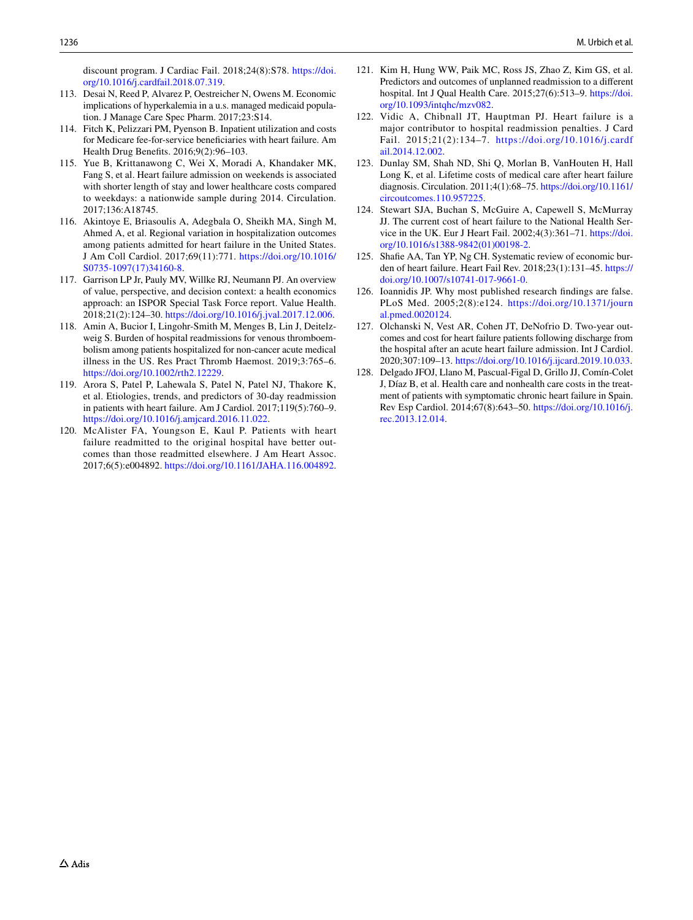discount program. J Cardiac Fail. 2018;24(8):S78. https://doi.org/10.1016/j.cardfail.2018.07.319.

113. Desai N, Reed P, Alvarez P, Oestreicher N, Owens M. Economic implications of hyperkalemia in a u.s. managed medicaid population. J Manage Care Spec Pharm. 2017;23:S14.
114. Fitch K, Pelizzari PM, Pyenson B. Inpatient utilization and costs for Medicare fee-for-service beneficiaries with heart failure. Am Health Drug Benefits. 2016;9(2):96–103.
115. Yue B, Krittanawong C, Wei X, Moradi A, Khandaker MK, Fang S, et al. Heart failure admission on weekends is associated with shorter length of stay and lower healthcare costs compared to weekdays: a nationwide sample during 2014. Circulation. 2017;136:A18745.
116. Akintoye E, Briasoulis A, Adegbala O, Sheikh MA, Singh M, Ahmed A, et al. Regional variation in hospitalization outcomes among patients admitted for heart failure in the United States. J Am Coll Cardiol. 2017;69(11):771. https://doi.org/10.1016/S0735-1097(17)34160-8.
117. Garrison LP Jr, Pauly MV, Willke RJ, Neumann PJ. An overview of value, perspective, and decision context: a health economics approach: an ISPOR Special Task Force report. Value Health. 2018;21(2):124–30. https://doi.org/10.1016/j.jval.2017.12.006.
118. Amin A, Bucior I, Lingohr-Smith M, Menges B, Lin J, Deitelzweig S. Burden of hospital readmissions for venous thromboembolism among patients hospitalized for non-cancer acute medical illness in the US. Res Pract Thromb Haemost. 2019;3:765–6. https://doi.org/10.1002/rth2.12229.
119. Arora S, Patel P, Lahewala S, Patel N, Patel NJ, Thakore K, et al. Etiologies, trends, and predictors of 30-day readmission in patients with heart failure. Am J Cardiol. 2017;119(5):760–9. https://doi.org/10.1016/j.amjcard.2016.11.022.
120. McAlister FA, Youngson E, Kaul P. Patients with heart failure readmitted to the original hospital have better outcomes than those readmitted elsewhere. J Am Heart Assoc. 2017;6(5):e004892. https://doi.org/10.1161/JAHA.116.004892.
121. Kim H, Hung WW, Paik MC, Ross JS, Zhao Z, Kim GS, et al. Predictors and outcomes of unplanned readmission to a different hospital. Int J Qual Health Care. 2015;27(6):513–9. https://doi.org/10.1093/intqhc/mzv082.
122. Vidic A, Chibnall JT, Hauptman PJ. Heart failure is a major contributor to hospital readmission penalties. J Card Fail. 2015;21(2):134–7. https://doi.org/10.1016/j.cardfail.2014.12.002.
123. Dunlay SM, Shah ND, Shi Q, Morlan B, VanHouten H, Hall Long K, et al. Lifetime costs of medical care after heart failure diagnosis. Circulation. 2011;4(1):68–75. https://doi.org/10.1161/circoutcomes.110.957225.
124. Stewart SJA, Buchan S, McGuire A, Capewell S, McMurray JJ. The current cost of heart failure to the National Health Service in the UK. Eur J Heart Fail. 2002;4(3):361–71. https://doi.org/10.1016/s1388-9842(01)00198-2.
125. Shafie AA, Tan YP, Ng CH. Systematic review of economic burden of heart failure. Heart Fail Rev. 2018;23(1):131–45. https://doi.org/10.1007/s10741-017-9661-0.
126. Ioannidis JP. Why most published research findings are false. PLoS Med. 2005;2(8):e124. https://doi.org/10.1371/journal.pmed.0020124.
127. Olchanski N, Vest AR, Cohen JT, DeNofrio D. Two-year outcomes and cost for heart failure patients following discharge from the hospital after an acute heart failure admission. Int J Cardiol. 2020;307:109–13. https://doi.org/10.1016/j.ijcard.2019.10.033.
128. Delgado JFOJ, Llano M, Pascual-Figal D, Grillo JJ, Comín-Colet J, Díaz B, et al. Health care and nonhealth care costs in the treatment of patients with symptomatic chronic heart failure in Spain. Rev Esp Cardiol. 2014;67(8):643–50. https://doi.org/10.1016/j.rec.2013.12.014.